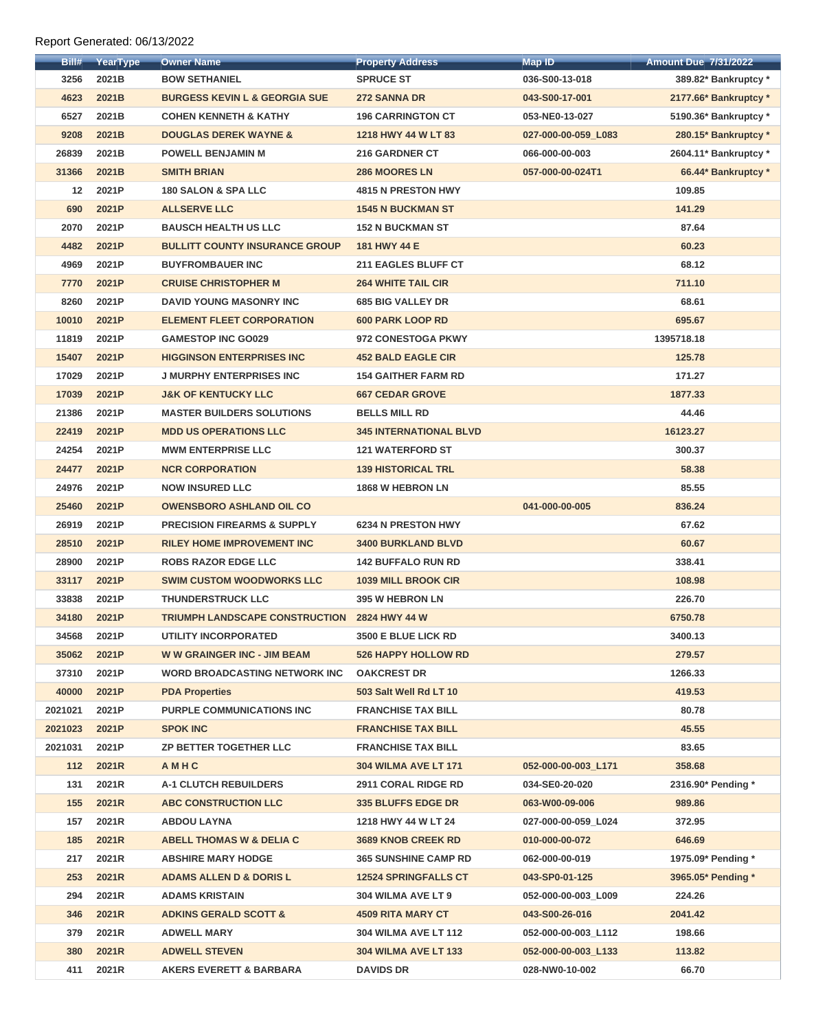Report Generated: 06/13/2022

| Bill# | YearType | Owner Name | Property Address | Map ID | Amount Due 7/31/2022 |
|---|---|---|---|---|---|
| 3256 | 2021B | BOW SETHANIEL | SPRUCE ST | 036-S00-13-018 | 389.82* Bankruptcy * |
| 4623 | 2021B | BURGESS KEVIN L & GEORGIA SUE | 272 SANNA DR | 043-S00-17-001 | 2177.66* Bankruptcy * |
| 6527 | 2021B | COHEN KENNETH & KATHY | 196 CARRINGTON CT | 053-NE0-13-027 | 5190.36* Bankruptcy * |
| 9208 | 2021B | DOUGLAS DEREK WAYNE & | 1218 HWY 44 W LT 83 | 027-000-00-059_L083 | 280.15* Bankruptcy * |
| 26839 | 2021B | POWELL BENJAMIN M | 216 GARDNER CT | 066-000-00-003 | 2604.11* Bankruptcy * |
| 31366 | 2021B | SMITH BRIAN | 286 MOORES LN | 057-000-00-024T1 | 66.44* Bankruptcy * |
| 12 | 2021P | 180 SALON & SPA LLC | 4815 N PRESTON HWY | | 109.85 |
| 690 | 2021P | ALLSERVE LLC | 1545 N BUCKMAN ST | | 141.29 |
| 2070 | 2021P | BAUSCH HEALTH US LLC | 152 N BUCKMAN ST | | 87.64 |
| 4482 | 2021P | BULLITT COUNTY INSURANCE GROUP | 181 HWY 44 E | | 60.23 |
| 4969 | 2021P | BUYFROMBAUER INC | 211 EAGLES BLUFF CT | | 68.12 |
| 7770 | 2021P | CRUISE CHRISTOPHER M | 264 WHITE TAIL CIR | | 711.10 |
| 8260 | 2021P | DAVID YOUNG MASONRY INC | 685 BIG VALLEY DR | | 68.61 |
| 10010 | 2021P | ELEMENT FLEET CORPORATION | 600 PARK LOOP RD | | 695.67 |
| 11819 | 2021P | GAMESTOP INC GO029 | 972 CONESTOGA PKWY | | 1395718.18 |
| 15407 | 2021P | HIGGINSON ENTERPRISES INC | 452 BALD EAGLE CIR | | 125.78 |
| 17029 | 2021P | J MURPHY ENTERPRISES INC | 154 GAITHER FARM RD | | 171.27 |
| 17039 | 2021P | J&K OF KENTUCKY LLC | 667 CEDAR GROVE | | 1877.33 |
| 21386 | 2021P | MASTER BUILDERS SOLUTIONS | BELLS MILL RD | | 44.46 |
| 22419 | 2021P | MDD US OPERATIONS LLC | 345 INTERNATIONAL BLVD | | 16123.27 |
| 24254 | 2021P | MWM ENTERPRISE LLC | 121 WATERFORD ST | | 300.37 |
| 24477 | 2021P | NCR CORPORATION | 139 HISTORICAL TRL | | 58.38 |
| 24976 | 2021P | NOW INSURED LLC | 1868 W HEBRON LN | | 85.55 |
| 25460 | 2021P | OWENSBORO ASHLAND OIL CO | | 041-000-00-005 | 836.24 |
| 26919 | 2021P | PRECISION FIREARMS & SUPPLY | 6234 N PRESTON HWY | | 67.62 |
| 28510 | 2021P | RILEY HOME IMPROVEMENT INC | 3400 BURKLAND BLVD | | 60.67 |
| 28900 | 2021P | ROBS RAZOR EDGE LLC | 142 BUFFALO RUN RD | | 338.41 |
| 33117 | 2021P | SWIM CUSTOM WOODWORKS LLC | 1039 MILL BROOK CIR | | 108.98 |
| 33838 | 2021P | THUNDERSTRUCK LLC | 395 W HEBRON LN | | 226.70 |
| 34180 | 2021P | TRIUMPH LANDSCAPE CONSTRUCTION | 2824 HWY 44 W | | 6750.78 |
| 34568 | 2021P | UTILITY INCORPORATED | 3500 E BLUE LICK RD | | 3400.13 |
| 35062 | 2021P | W W GRAINGER INC - JIM BEAM | 526 HAPPY HOLLOW RD | | 279.57 |
| 37310 | 2021P | WORD BROADCASTING NETWORK INC | OAKCREST DR | | 1266.33 |
| 40000 | 2021P | PDA Properties | 503 Salt Well Rd LT 10 | | 419.53 |
| 2021021 | 2021P | PURPLE COMMUNICATIONS INC | FRANCHISE TAX BILL | | 80.78 |
| 2021023 | 2021P | SPOK INC | FRANCHISE TAX BILL | | 45.55 |
| 2021031 | 2021P | ZP BETTER TOGETHER LLC | FRANCHISE TAX BILL | | 83.65 |
| 112 | 2021R | A M H C | 304 WILMA AVE LT 171 | 052-000-00-003_L171 | 358.68 |
| 131 | 2021R | A-1 CLUTCH REBUILDERS | 2911 CORAL RIDGE RD | 034-SE0-20-020 | 2316.90* Pending * |
| 155 | 2021R | ABC CONSTRUCTION LLC | 335 BLUFFS EDGE DR | 063-W00-09-006 | 989.86 |
| 157 | 2021R | ABDOU LAYNA | 1218 HWY 44 W LT 24 | 027-000-00-059_L024 | 372.95 |
| 185 | 2021R | ABELL THOMAS W & DELIA C | 3689 KNOB CREEK RD | 010-000-00-072 | 646.69 |
| 217 | 2021R | ABSHIRE MARY HODGE | 365 SUNSHINE CAMP RD | 062-000-00-019 | 1975.09* Pending * |
| 253 | 2021R | ADAMS ALLEN D & DORIS L | 12524 SPRINGFALLS CT | 043-SP0-01-125 | 3965.05* Pending * |
| 294 | 2021R | ADAMS KRISTAIN | 304 WILMA AVE LT 9 | 052-000-00-003_L009 | 224.26 |
| 346 | 2021R | ADKINS GERALD SCOTT & | 4509 RITA MARY CT | 043-S00-26-016 | 2041.42 |
| 379 | 2021R | ADWELL MARY | 304 WILMA AVE LT 112 | 052-000-00-003_L112 | 198.66 |
| 380 | 2021R | ADWELL STEVEN | 304 WILMA AVE LT 133 | 052-000-00-003_L133 | 113.82 |
| 411 | 2021R | AKERS EVERETT & BARBARA | DAVIDS DR | 028-NW0-10-002 | 66.70 |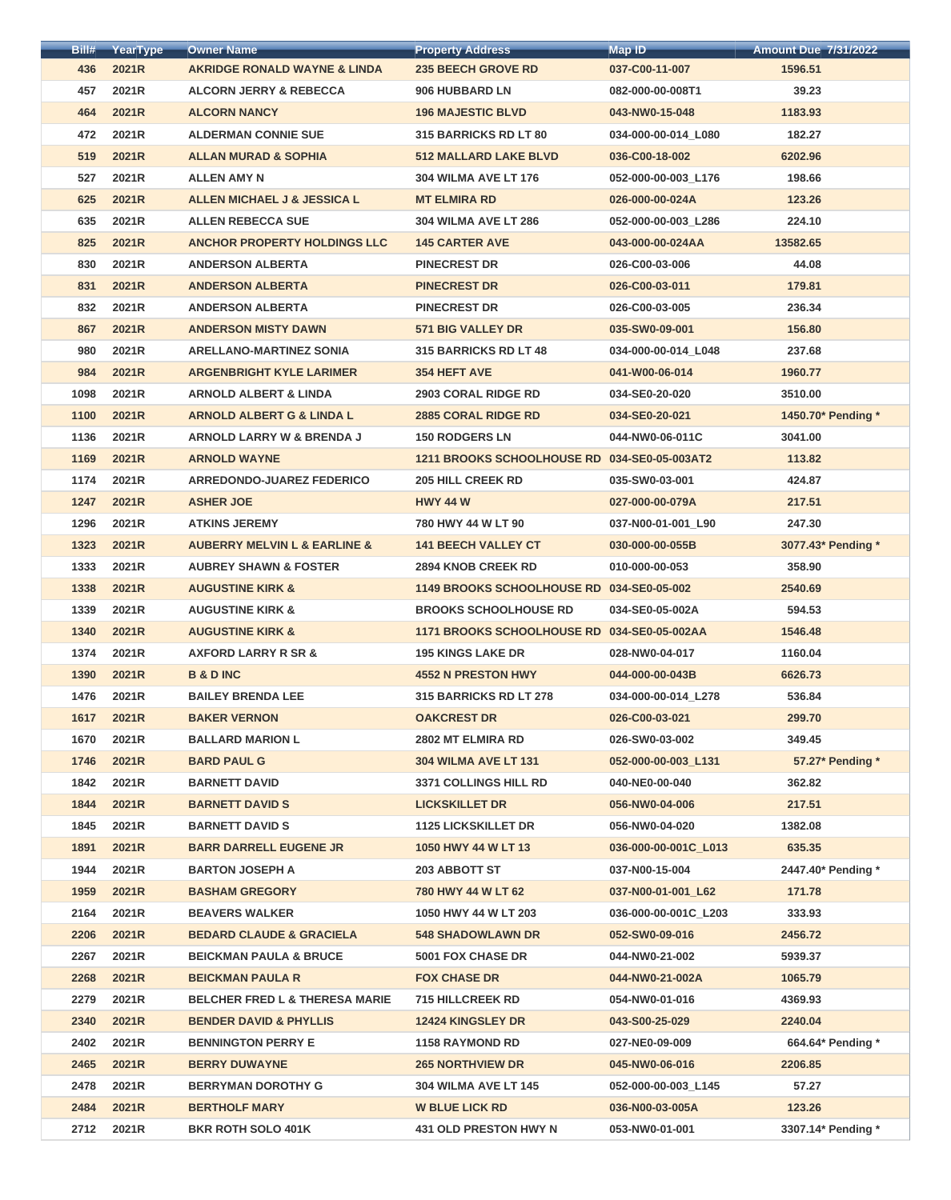| Bill# | YearType | Owner Name | Property Address | Map ID | Amount Due 7/31/2022 |
|---|---|---|---|---|---|
| 436 | 2021R | AKRIDGE RONALD WAYNE & LINDA | 235 BEECH GROVE RD | 037-C00-11-007 | 1596.51 |
| 457 | 2021R | ALCORN JERRY & REBECCA | 906 HUBBARD LN | 082-000-00-008T1 | 39.23 |
| 464 | 2021R | ALCORN NANCY | 196 MAJESTIC BLVD | 043-NW0-15-048 | 1183.93 |
| 472 | 2021R | ALDERMAN CONNIE SUE | 315 BARRICKS RD LT 80 | 034-000-00-014_L080 | 182.27 |
| 519 | 2021R | ALLAN MURAD & SOPHIA | 512 MALLARD LAKE BLVD | 036-C00-18-002 | 6202.96 |
| 527 | 2021R | ALLEN AMY N | 304 WILMA AVE LT 176 | 052-000-00-003_L176 | 198.66 |
| 625 | 2021R | ALLEN MICHAEL J & JESSICA L | MT ELMIRA RD | 026-000-00-024A | 123.26 |
| 635 | 2021R | ALLEN REBECCA SUE | 304 WILMA AVE LT 286 | 052-000-00-003_L286 | 224.10 |
| 825 | 2021R | ANCHOR PROPERTY HOLDINGS LLC | 145 CARTER AVE | 043-000-00-024AA | 13582.65 |
| 830 | 2021R | ANDERSON ALBERTA | PINECREST DR | 026-C00-03-006 | 44.08 |
| 831 | 2021R | ANDERSON ALBERTA | PINECREST DR | 026-C00-03-011 | 179.81 |
| 832 | 2021R | ANDERSON ALBERTA | PINECREST DR | 026-C00-03-005 | 236.34 |
| 867 | 2021R | ANDERSON MISTY DAWN | 571 BIG VALLEY DR | 035-SW0-09-001 | 156.80 |
| 980 | 2021R | ARELLANO-MARTINEZ SONIA | 315 BARRICKS RD LT 48 | 034-000-00-014_L048 | 237.68 |
| 984 | 2021R | ARGENBRIGHT KYLE LARIMER | 354 HEFT AVE | 041-W00-06-014 | 1960.77 |
| 1098 | 2021R | ARNOLD ALBERT & LINDA | 2903 CORAL RIDGE RD | 034-SE0-20-020 | 3510.00 |
| 1100 | 2021R | ARNOLD ALBERT G & LINDA L | 2885 CORAL RIDGE RD | 034-SE0-20-021 | 1450.70* Pending * |
| 1136 | 2021R | ARNOLD LARRY W & BRENDA J | 150 RODGERS LN | 044-NW0-06-011C | 3041.00 |
| 1169 | 2021R | ARNOLD WAYNE | 1211 BROOKS SCHOOLHOUSE RD | 034-SE0-05-003AT2 | 113.82 |
| 1174 | 2021R | ARREDONDO-JUAREZ FEDERICO | 205 HILL CREEK RD | 035-SW0-03-001 | 424.87 |
| 1247 | 2021R | ASHER JOE | HWY 44 W | 027-000-00-079A | 217.51 |
| 1296 | 2021R | ATKINS JEREMY | 780 HWY 44 W LT 90 | 037-N00-01-001_L90 | 247.30 |
| 1323 | 2021R | AUBERRY MELVIN L & EARLINE & | 141 BEECH VALLEY CT | 030-000-00-055B | 3077.43* Pending * |
| 1333 | 2021R | AUBREY SHAWN & FOSTER | 2894 KNOB CREEK RD | 010-000-00-053 | 358.90 |
| 1338 | 2021R | AUGUSTINE KIRK & | 1149 BROOKS SCHOOLHOUSE RD | 034-SE0-05-002 | 2540.69 |
| 1339 | 2021R | AUGUSTINE KIRK & | BROOKS SCHOOLHOUSE RD | 034-SE0-05-002A | 594.53 |
| 1340 | 2021R | AUGUSTINE KIRK & | 1171 BROOKS SCHOOLHOUSE RD | 034-SE0-05-002AA | 1546.48 |
| 1374 | 2021R | AXFORD LARRY R SR & | 195 KINGS LAKE DR | 028-NW0-04-017 | 1160.04 |
| 1390 | 2021R | B & D INC | 4552 N PRESTON HWY | 044-000-00-043B | 6626.73 |
| 1476 | 2021R | BAILEY BRENDA LEE | 315 BARRICKS RD LT 278 | 034-000-00-014_L278 | 536.84 |
| 1617 | 2021R | BAKER VERNON | OAKCREST DR | 026-C00-03-021 | 299.70 |
| 1670 | 2021R | BALLARD MARION L | 2802 MT ELMIRA RD | 026-SW0-03-002 | 349.45 |
| 1746 | 2021R | BARD PAUL G | 304 WILMA AVE LT 131 | 052-000-00-003_L131 | 57.27* Pending * |
| 1842 | 2021R | BARNETT DAVID | 3371 COLLINGS HILL RD | 040-NE0-00-040 | 362.82 |
| 1844 | 2021R | BARNETT DAVID S | LICKSKILLET DR | 056-NW0-04-006 | 217.51 |
| 1845 | 2021R | BARNETT DAVID S | 1125 LICKSKILLET DR | 056-NW0-04-020 | 1382.08 |
| 1891 | 2021R | BARR DARRELL EUGENE JR | 1050 HWY 44 W LT 13 | 036-000-00-001C_L013 | 635.35 |
| 1944 | 2021R | BARTON JOSEPH A | 203 ABBOTT ST | 037-N00-15-004 | 2447.40* Pending * |
| 1959 | 2021R | BASHAM GREGORY | 780 HWY 44 W LT 62 | 037-N00-01-001_L62 | 171.78 |
| 2164 | 2021R | BEAVERS WALKER | 1050 HWY 44 W LT 203 | 036-000-00-001C_L203 | 333.93 |
| 2206 | 2021R | BEDARD CLAUDE & GRACIELA | 548 SHADOWLAWN DR | 052-SW0-09-016 | 2456.72 |
| 2267 | 2021R | BEICKMAN PAULA & BRUCE | 5001 FOX CHASE DR | 044-NW0-21-002 | 5939.37 |
| 2268 | 2021R | BEICKMAN PAULA R | FOX CHASE DR | 044-NW0-21-002A | 1065.79 |
| 2279 | 2021R | BELCHER FRED L & THERESA MARIE | 715 HILLCREEK RD | 054-NW0-01-016 | 4369.93 |
| 2340 | 2021R | BENDER DAVID & PHYLLIS | 12424 KINGSLEY DR | 043-S00-25-029 | 2240.04 |
| 2402 | 2021R | BENNINGTON PERRY E | 1158 RAYMOND RD | 027-NE0-09-009 | 664.64* Pending * |
| 2465 | 2021R | BERRY DUWAYNE | 265 NORTHVIEW DR | 045-NW0-06-016 | 2206.85 |
| 2478 | 2021R | BERRYMAN DOROTHY G | 304 WILMA AVE LT 145 | 052-000-00-003_L145 | 57.27 |
| 2484 | 2021R | BERTHOLF MARY | W BLUE LICK RD | 036-N00-03-005A | 123.26 |
| 2712 | 2021R | BKR ROTH SOLO 401K | 431 OLD PRESTON HWY N | 053-NW0-01-001 | 3307.14* Pending * |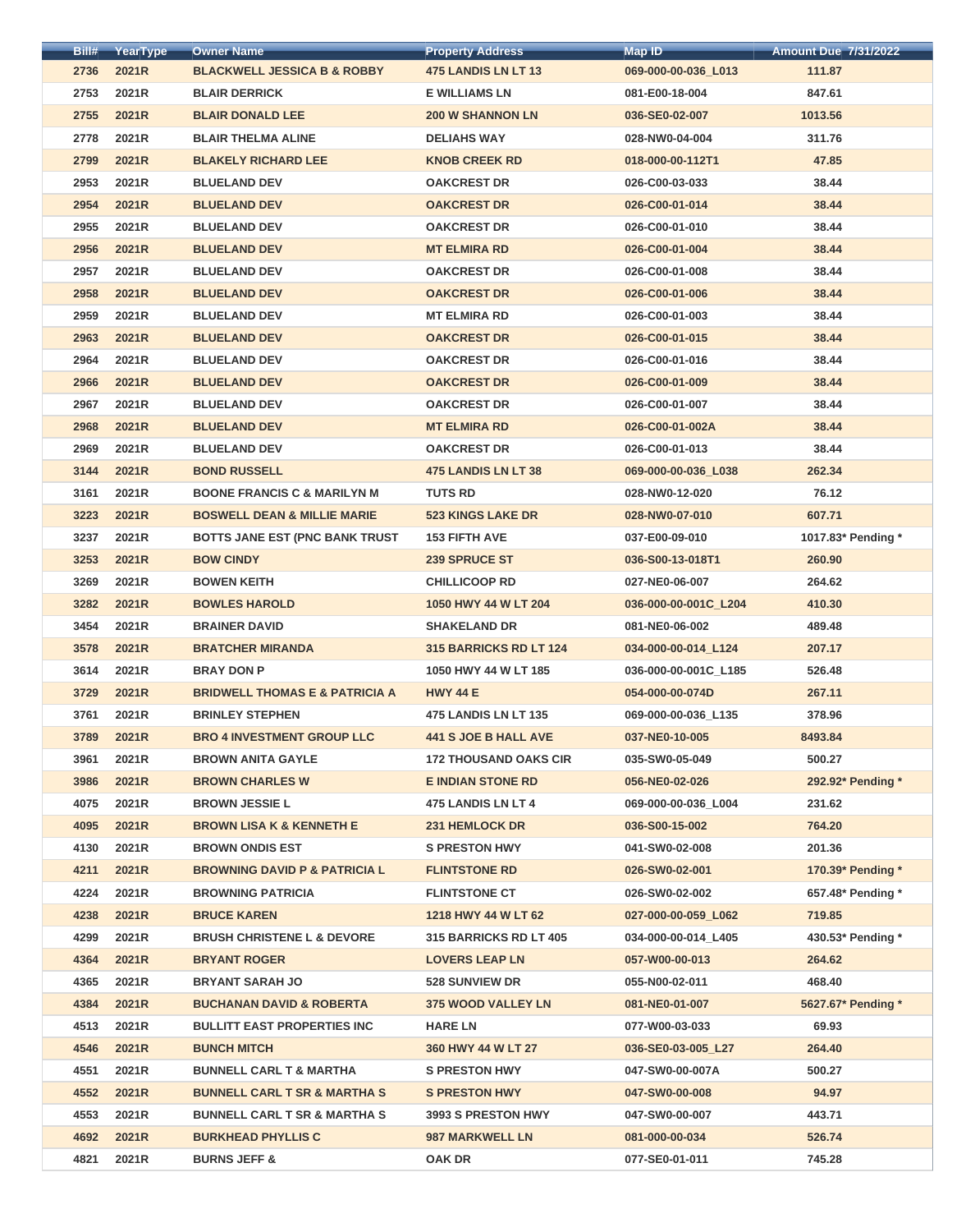| Bill# | YearType | Owner Name | Property Address | Map ID | Amount Due 7/31/2022 |
|---|---|---|---|---|---|
| 2736 | 2021R | BLACKWELL JESSICA B & ROBBY | 475 LANDIS LN LT 13 | 069-000-00-036_L013 | 111.87 |
| 2753 | 2021R | BLAIR DERRICK | E WILLIAMS LN | 081-E00-18-004 | 847.61 |
| 2755 | 2021R | BLAIR DONALD LEE | 200 W SHANNON LN | 036-SE0-02-007 | 1013.56 |
| 2778 | 2021R | BLAIR THELMA ALINE | DELIAHS WAY | 028-NW0-04-004 | 311.76 |
| 2799 | 2021R | BLAKELY RICHARD LEE | KNOB CREEK RD | 018-000-00-112T1 | 47.85 |
| 2953 | 2021R | BLUELAND DEV | OAKCREST DR | 026-C00-03-033 | 38.44 |
| 2954 | 2021R | BLUELAND DEV | OAKCREST DR | 026-C00-01-014 | 38.44 |
| 2955 | 2021R | BLUELAND DEV | OAKCREST DR | 026-C00-01-010 | 38.44 |
| 2956 | 2021R | BLUELAND DEV | MT ELMIRA RD | 026-C00-01-004 | 38.44 |
| 2957 | 2021R | BLUELAND DEV | OAKCREST DR | 026-C00-01-008 | 38.44 |
| 2958 | 2021R | BLUELAND DEV | OAKCREST DR | 026-C00-01-006 | 38.44 |
| 2959 | 2021R | BLUELAND DEV | MT ELMIRA RD | 026-C00-01-003 | 38.44 |
| 2963 | 2021R | BLUELAND DEV | OAKCREST DR | 026-C00-01-015 | 38.44 |
| 2964 | 2021R | BLUELAND DEV | OAKCREST DR | 026-C00-01-016 | 38.44 |
| 2966 | 2021R | BLUELAND DEV | OAKCREST DR | 026-C00-01-009 | 38.44 |
| 2967 | 2021R | BLUELAND DEV | OAKCREST DR | 026-C00-01-007 | 38.44 |
| 2968 | 2021R | BLUELAND DEV | MT ELMIRA RD | 026-C00-01-002A | 38.44 |
| 2969 | 2021R | BLUELAND DEV | OAKCREST DR | 026-C00-01-013 | 38.44 |
| 3144 | 2021R | BOND RUSSELL | 475 LANDIS LN LT 38 | 069-000-00-036_L038 | 262.34 |
| 3161 | 2021R | BOONE FRANCIS C & MARILYN M | TUTS RD | 028-NW0-12-020 | 76.12 |
| 3223 | 2021R | BOSWELL DEAN & MILLIE MARIE | 523 KINGS LAKE DR | 028-NW0-07-010 | 607.71 |
| 3237 | 2021R | BOTTS JANE EST (PNC BANK TRUST | 153 FIFTH AVE | 037-E00-09-010 | 1017.83* Pending * |
| 3253 | 2021R | BOW CINDY | 239 SPRUCE ST | 036-S00-13-018T1 | 260.90 |
| 3269 | 2021R | BOWEN KEITH | CHILLICOOP RD | 027-NE0-06-007 | 264.62 |
| 3282 | 2021R | BOWLES HAROLD | 1050 HWY 44 W LT 204 | 036-000-00-001C_L204 | 410.30 |
| 3454 | 2021R | BRAINER DAVID | SHAKELAND DR | 081-NE0-06-002 | 489.48 |
| 3578 | 2021R | BRATCHER MIRANDA | 315 BARRICKS RD LT 124 | 034-000-00-014_L124 | 207.17 |
| 3614 | 2021R | BRAY DON P | 1050 HWY 44 W LT 185 | 036-000-00-001C_L185 | 526.48 |
| 3729 | 2021R | BRIDWELL THOMAS E & PATRICIA A | HWY 44 E | 054-000-00-074D | 267.11 |
| 3761 | 2021R | BRINLEY STEPHEN | 475 LANDIS LN LT 135 | 069-000-00-036_L135 | 378.96 |
| 3789 | 2021R | BRO 4 INVESTMENT GROUP LLC | 441 S JOE B HALL AVE | 037-NE0-10-005 | 8493.84 |
| 3961 | 2021R | BROWN ANITA GAYLE | 172 THOUSAND OAKS CIR | 035-SW0-05-049 | 500.27 |
| 3986 | 2021R | BROWN CHARLES W | E INDIAN STONE RD | 056-NE0-02-026 | 292.92* Pending * |
| 4075 | 2021R | BROWN JESSIE L | 475 LANDIS LN LT 4 | 069-000-00-036_L004 | 231.62 |
| 4095 | 2021R | BROWN LISA K & KENNETH E | 231 HEMLOCK DR | 036-S00-15-002 | 764.20 |
| 4130 | 2021R | BROWN ONDIS EST | S PRESTON HWY | 041-SW0-02-008 | 201.36 |
| 4211 | 2021R | BROWNING DAVID P & PATRICIA L | FLINTSTONE RD | 026-SW0-02-001 | 170.39* Pending * |
| 4224 | 2021R | BROWNING PATRICIA | FLINTSTONE CT | 026-SW0-02-002 | 657.48* Pending * |
| 4238 | 2021R | BRUCE KAREN | 1218 HWY 44 W LT 62 | 027-000-00-059_L062 | 719.85 |
| 4299 | 2021R | BRUSH CHRISTENE L & DEVORE | 315 BARRICKS RD LT 405 | 034-000-00-014_L405 | 430.53* Pending * |
| 4364 | 2021R | BRYANT ROGER | LOVERS LEAP LN | 057-W00-00-013 | 264.62 |
| 4365 | 2021R | BRYANT SARAH JO | 528 SUNVIEW DR | 055-N00-02-011 | 468.40 |
| 4384 | 2021R | BUCHANAN DAVID & ROBERTA | 375 WOOD VALLEY LN | 081-NE0-01-007 | 5627.67* Pending * |
| 4513 | 2021R | BULLITT EAST PROPERTIES INC | HARE LN | 077-W00-03-033 | 69.93 |
| 4546 | 2021R | BUNCH MITCH | 360 HWY 44 W LT 27 | 036-SE0-03-005_L27 | 264.40 |
| 4551 | 2021R | BUNNELL CARL T & MARTHA | S PRESTON HWY | 047-SW0-00-007A | 500.27 |
| 4552 | 2021R | BUNNELL CARL T SR & MARTHA S | S PRESTON HWY | 047-SW0-00-008 | 94.97 |
| 4553 | 2021R | BUNNELL CARL T SR & MARTHA S | 3993 S PRESTON HWY | 047-SW0-00-007 | 443.71 |
| 4692 | 2021R | BURKHEAD PHYLLIS C | 987 MARKWELL LN | 081-000-00-034 | 526.74 |
| 4821 | 2021R | BURNS JEFF & | OAK DR | 077-SE0-01-011 | 745.28 |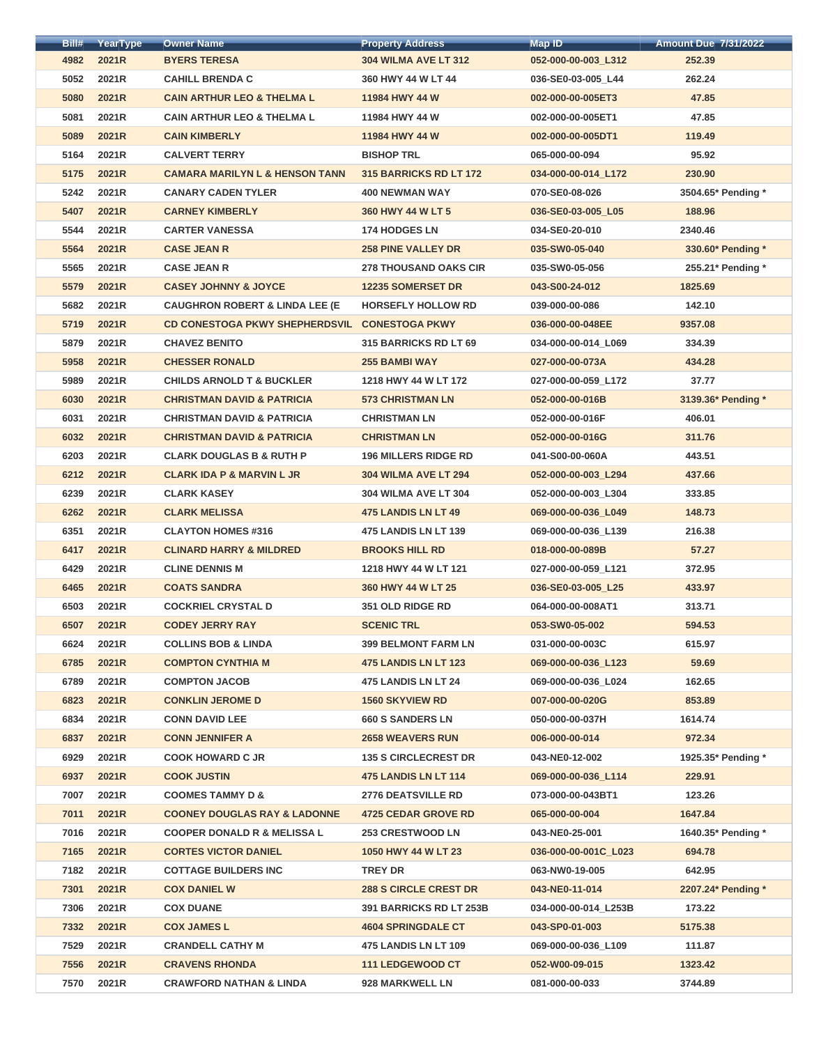| Bill# | YearType | Owner Name | Property Address | Map ID | Amount Due 7/31/2022 |
|---|---|---|---|---|---|
| 4982 | 2021R | BYERS TERESA | 304 WILMA AVE LT 312 | 052-000-00-003_L312 | 252.39 |
| 5052 | 2021R | CAHILL BRENDA C | 360 HWY 44 W LT 44 | 036-SE0-03-005_L44 | 262.24 |
| 5080 | 2021R | CAIN ARTHUR LEO & THELMA L | 11984 HWY 44 W | 002-000-00-005ET3 | 47.85 |
| 5081 | 2021R | CAIN ARTHUR LEO & THELMA L | 11984 HWY 44 W | 002-000-00-005ET1 | 47.85 |
| 5089 | 2021R | CAIN KIMBERLY | 11984 HWY 44 W | 002-000-00-005DT1 | 119.49 |
| 5164 | 2021R | CALVERT TERRY | BISHOP TRL | 065-000-00-094 | 95.92 |
| 5175 | 2021R | CAMARA MARILYN L & HENSON TANN | 315 BARRICKS RD LT 172 | 034-000-00-014_L172 | 230.90 |
| 5242 | 2021R | CANARY CADEN TYLER | 400 NEWMAN WAY | 070-SE0-08-026 | 3504.65* Pending * |
| 5407 | 2021R | CARNEY KIMBERLY | 360 HWY 44 W LT 5 | 036-SE0-03-005_L05 | 188.96 |
| 5544 | 2021R | CARTER VANESSA | 174 HODGES LN | 034-SE0-20-010 | 2340.46 |
| 5564 | 2021R | CASE JEAN R | 258 PINE VALLEY DR | 035-SW0-05-040 | 330.60* Pending * |
| 5565 | 2021R | CASE JEAN R | 278 THOUSAND OAKS CIR | 035-SW0-05-056 | 255.21* Pending * |
| 5579 | 2021R | CASEY JOHNNY & JOYCE | 12235 SOMERSET DR | 043-S00-24-012 | 1825.69 |
| 5682 | 2021R | CAUGHRON ROBERT & LINDA LEE (E | HORSEFLY HOLLOW RD | 039-000-00-086 | 142.10 |
| 5719 | 2021R | CD CONESTOGA PKWY SHEPHERDSVIL | CONESTOGA PKWY | 036-000-00-048EE | 9357.08 |
| 5879 | 2021R | CHAVEZ BENITO | 315 BARRICKS RD LT 69 | 034-000-00-014_L069 | 334.39 |
| 5958 | 2021R | CHESSER RONALD | 255 BAMBI WAY | 027-000-00-073A | 434.28 |
| 5989 | 2021R | CHILDS ARNOLD T & BUCKLER | 1218 HWY 44 W LT 172 | 027-000-00-059_L172 | 37.77 |
| 6030 | 2021R | CHRISTMAN DAVID & PATRICIA | 573 CHRISTMAN LN | 052-000-00-016B | 3139.36* Pending * |
| 6031 | 2021R | CHRISTMAN DAVID & PATRICIA | CHRISTMAN LN | 052-000-00-016F | 406.01 |
| 6032 | 2021R | CHRISTMAN DAVID & PATRICIA | CHRISTMAN LN | 052-000-00-016G | 311.76 |
| 6203 | 2021R | CLARK DOUGLAS B & RUTH P | 196 MILLERS RIDGE RD | 041-S00-00-060A | 443.51 |
| 6212 | 2021R | CLARK IDA P & MARVIN L JR | 304 WILMA AVE LT 294 | 052-000-00-003_L294 | 437.66 |
| 6239 | 2021R | CLARK KASEY | 304 WILMA AVE LT 304 | 052-000-00-003_L304 | 333.85 |
| 6262 | 2021R | CLARK MELISSA | 475 LANDIS LN LT 49 | 069-000-00-036_L049 | 148.73 |
| 6351 | 2021R | CLAYTON HOMES #316 | 475 LANDIS LN LT 139 | 069-000-00-036_L139 | 216.38 |
| 6417 | 2021R | CLINARD HARRY & MILDRED | BROOKS HILL RD | 018-000-00-089B | 57.27 |
| 6429 | 2021R | CLINE DENNIS M | 1218 HWY 44 W LT 121 | 027-000-00-059_L121 | 372.95 |
| 6465 | 2021R | COATS SANDRA | 360 HWY 44 W LT 25 | 036-SE0-03-005_L25 | 433.97 |
| 6503 | 2021R | COCKRIEL CRYSTAL D | 351 OLD RIDGE RD | 064-000-00-008AT1 | 313.71 |
| 6507 | 2021R | CODEY JERRY RAY | SCENIC TRL | 053-SW0-05-002 | 594.53 |
| 6624 | 2021R | COLLINS BOB & LINDA | 399 BELMONT FARM LN | 031-000-00-003C | 615.97 |
| 6785 | 2021R | COMPTON CYNTHIA M | 475 LANDIS LN LT 123 | 069-000-00-036_L123 | 59.69 |
| 6789 | 2021R | COMPTON JACOB | 475 LANDIS LN LT 24 | 069-000-00-036_L024 | 162.65 |
| 6823 | 2021R | CONKLIN JEROME D | 1560 SKYVIEW RD | 007-000-00-020G | 853.89 |
| 6834 | 2021R | CONN DAVID LEE | 660 S SANDERS LN | 050-000-00-037H | 1614.74 |
| 6837 | 2021R | CONN JENNIFER A | 2658 WEAVERS RUN | 006-000-00-014 | 972.34 |
| 6929 | 2021R | COOK HOWARD C JR | 135 S CIRCLECREST DR | 043-NE0-12-002 | 1925.35* Pending * |
| 6937 | 2021R | COOK JUSTIN | 475 LANDIS LN LT 114 | 069-000-00-036_L114 | 229.91 |
| 7007 | 2021R | COOMES TAMMY D & | 2776 DEATSVILLE RD | 073-000-00-043BT1 | 123.26 |
| 7011 | 2021R | COONEY DOUGLAS RAY & LADONNE | 4725 CEDAR GROVE RD | 065-000-00-004 | 1647.84 |
| 7016 | 2021R | COOPER DONALD R & MELISSA L | 253 CRESTWOOD LN | 043-NE0-25-001 | 1640.35* Pending * |
| 7165 | 2021R | CORTES VICTOR DANIEL | 1050 HWY 44 W LT 23 | 036-000-00-001C_L023 | 694.78 |
| 7182 | 2021R | COTTAGE BUILDERS INC | TREY DR | 063-NW0-19-005 | 642.95 |
| 7301 | 2021R | COX DANIEL W | 288 S CIRCLE CREST DR | 043-NE0-11-014 | 2207.24* Pending * |
| 7306 | 2021R | COX DUANE | 391 BARRICKS RD LT 253B | 034-000-00-014_L253B | 173.22 |
| 7332 | 2021R | COX JAMES L | 4604 SPRINGDALE CT | 043-SP0-01-003 | 5175.38 |
| 7529 | 2021R | CRANDELL CATHY M | 475 LANDIS LN LT 109 | 069-000-00-036_L109 | 111.87 |
| 7556 | 2021R | CRAVENS RHONDA | 111 LEDGEWOOD CT | 052-W00-09-015 | 1323.42 |
| 7570 | 2021R | CRAWFORD NATHAN & LINDA | 928 MARKWELL LN | 081-000-00-033 | 3744.89 |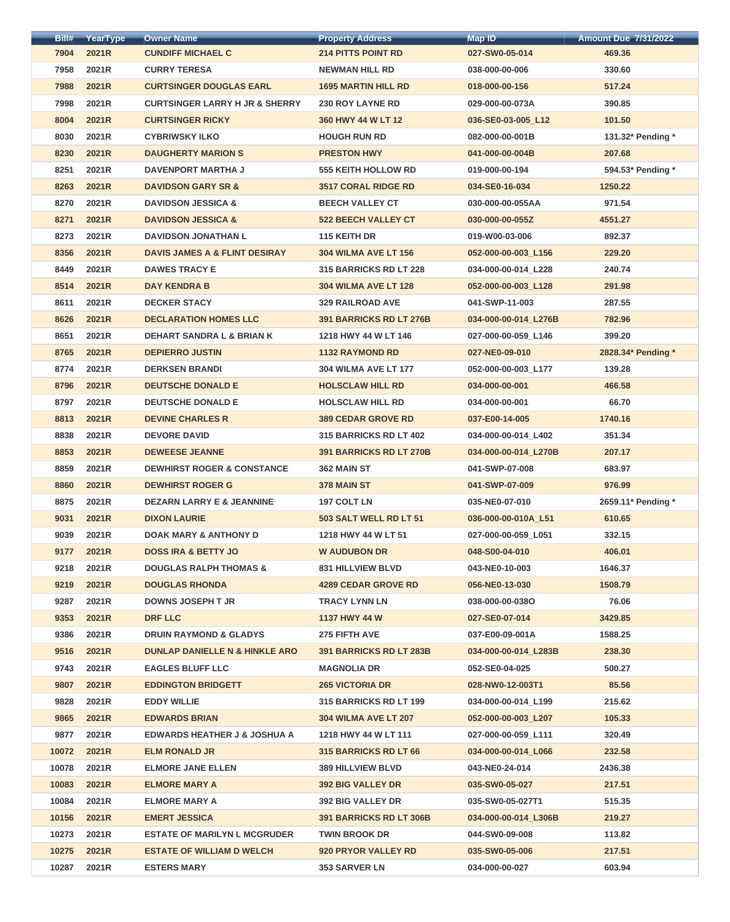| Bill# | YearType | Owner Name | Property Address | Map ID | Amount Due 7/31/2022 |
|---|---|---|---|---|---|
| 7904 | 2021R | CUNDIFF MICHAEL C | 214 PITTS POINT RD | 027-SW0-05-014 | 469.36 |
| 7958 | 2021R | CURRY TERESA | NEWMAN HILL RD | 038-000-00-006 | 330.60 |
| 7988 | 2021R | CURTSINGER DOUGLAS EARL | 1695 MARTIN HILL RD | 018-000-00-156 | 517.24 |
| 7998 | 2021R | CURTSINGER LARRY H JR & SHERRY | 230 ROY LAYNE RD | 029-000-00-073A | 390.85 |
| 8004 | 2021R | CURTSINGER RICKY | 360 HWY 44 W LT 12 | 036-SE0-03-005_L12 | 101.50 |
| 8030 | 2021R | CYBRIWSKY ILKO | HOUGH RUN RD | 082-000-00-001B | 131.32* Pending * |
| 8230 | 2021R | DAUGHERTY MARION S | PRESTON HWY | 041-000-00-004B | 207.68 |
| 8251 | 2021R | DAVENPORT MARTHA J | 555 KEITH HOLLOW RD | 019-000-00-194 | 594.53* Pending * |
| 8263 | 2021R | DAVIDSON GARY SR & | 3517 CORAL RIDGE RD | 034-SE0-16-034 | 1250.22 |
| 8270 | 2021R | DAVIDSON JESSICA & | BEECH VALLEY CT | 030-000-00-055AA | 971.54 |
| 8271 | 2021R | DAVIDSON JESSICA & | 522 BEECH VALLEY CT | 030-000-00-055Z | 4551.27 |
| 8273 | 2021R | DAVIDSON JONATHAN L | 115 KEITH DR | 019-W00-03-006 | 892.37 |
| 8356 | 2021R | DAVIS JAMES A & FLINT DESIRAY | 304 WILMA AVE LT 156 | 052-000-00-003_L156 | 229.20 |
| 8449 | 2021R | DAWES TRACY E | 315 BARRICKS RD LT 228 | 034-000-00-014_L228 | 240.74 |
| 8514 | 2021R | DAY KENDRA B | 304 WILMA AVE LT 128 | 052-000-00-003_L128 | 291.98 |
| 8611 | 2021R | DECKER STACY | 329 RAILROAD AVE | 041-SWP-11-003 | 287.55 |
| 8626 | 2021R | DECLARATION HOMES LLC | 391 BARRICKS RD LT 276B | 034-000-00-014_L276B | 782.96 |
| 8651 | 2021R | DEHART SANDRA L & BRIAN K | 1218 HWY 44 W LT 146 | 027-000-00-059_L146 | 399.20 |
| 8765 | 2021R | DEPIERRO JUSTIN | 1132 RAYMOND RD | 027-NE0-09-010 | 2828.34* Pending * |
| 8774 | 2021R | DERKSEN BRANDI | 304 WILMA AVE LT 177 | 052-000-00-003_L177 | 139.28 |
| 8796 | 2021R | DEUTSCHE DONALD E | HOLSCLAW HILL RD | 034-000-00-001 | 466.58 |
| 8797 | 2021R | DEUTSCHE DONALD E | HOLSCLAW HILL RD | 034-000-00-001 | 66.70 |
| 8813 | 2021R | DEVINE CHARLES R | 389 CEDAR GROVE RD | 037-E00-14-005 | 1740.16 |
| 8838 | 2021R | DEVORE DAVID | 315 BARRICKS RD LT 402 | 034-000-00-014_L402 | 351.34 |
| 8853 | 2021R | DEWEESE JEANNE | 391 BARRICKS RD LT 270B | 034-000-00-014_L270B | 207.17 |
| 8859 | 2021R | DEWHIRST ROGER & CONSTANCE | 362 MAIN ST | 041-SWP-07-008 | 683.97 |
| 8860 | 2021R | DEWHIRST ROGER G | 378 MAIN ST | 041-SWP-07-009 | 976.99 |
| 8875 | 2021R | DEZARN LARRY E & JEANNINE | 197 COLT LN | 035-NE0-07-010 | 2659.11* Pending * |
| 9031 | 2021R | DIXON LAURIE | 503 SALT WELL RD LT 51 | 036-000-00-010A_L51 | 610.65 |
| 9039 | 2021R | DOAK MARY & ANTHONY D | 1218 HWY 44 W LT 51 | 027-000-00-059_L051 | 332.15 |
| 9177 | 2021R | DOSS IRA & BETTY JO | W AUDUBON DR | 048-S00-04-010 | 406.01 |
| 9218 | 2021R | DOUGLAS RALPH THOMAS & | 831 HILLVIEW BLVD | 043-NE0-10-003 | 1646.37 |
| 9219 | 2021R | DOUGLAS RHONDA | 4289 CEDAR GROVE RD | 056-NE0-13-030 | 1508.79 |
| 9287 | 2021R | DOWNS JOSEPH T JR | TRACY LYNN LN | 038-000-00-038O | 76.06 |
| 9353 | 2021R | DRF LLC | 1137 HWY 44 W | 027-SE0-07-014 | 3429.85 |
| 9386 | 2021R | DRUIN RAYMOND & GLADYS | 275 FIFTH AVE | 037-E00-09-001A | 1588.25 |
| 9516 | 2021R | DUNLAP DANIELLE N & HINKLE ARO | 391 BARRICKS RD LT 283B | 034-000-00-014_L283B | 238.30 |
| 9743 | 2021R | EAGLES BLUFF LLC | MAGNOLIA DR | 052-SE0-04-025 | 500.27 |
| 9807 | 2021R | EDDINGTON BRIDGETT | 265 VICTORIA DR | 028-NW0-12-003T1 | 85.56 |
| 9828 | 2021R | EDDY WILLIE | 315 BARRICKS RD LT 199 | 034-000-00-014_L199 | 215.62 |
| 9865 | 2021R | EDWARDS BRIAN | 304 WILMA AVE LT 207 | 052-000-00-003_L207 | 105.33 |
| 9877 | 2021R | EDWARDS HEATHER J & JOSHUA A | 1218 HWY 44 W LT 111 | 027-000-00-059_L111 | 320.49 |
| 10072 | 2021R | ELM RONALD JR | 315 BARRICKS RD LT 66 | 034-000-00-014_L066 | 232.58 |
| 10078 | 2021R | ELMORE JANE ELLEN | 389 HILLVIEW BLVD | 043-NE0-24-014 | 2436.38 |
| 10083 | 2021R | ELMORE MARY A | 392 BIG VALLEY DR | 035-SW0-05-027 | 217.51 |
| 10084 | 2021R | ELMORE MARY A | 392 BIG VALLEY DR | 035-SW0-05-027T1 | 515.35 |
| 10156 | 2021R | EMERT JESSICA | 391 BARRICKS RD LT 306B | 034-000-00-014_L306B | 219.27 |
| 10273 | 2021R | ESTATE OF MARILYN L MCGRUDER | TWIN BROOK DR | 044-SW0-09-008 | 113.82 |
| 10275 | 2021R | ESTATE OF WILLIAM D WELCH | 920 PRYOR VALLEY RD | 035-SW0-05-006 | 217.51 |
| 10287 | 2021R | ESTERS MARY | 353 SARVER LN | 034-000-00-027 | 603.94 |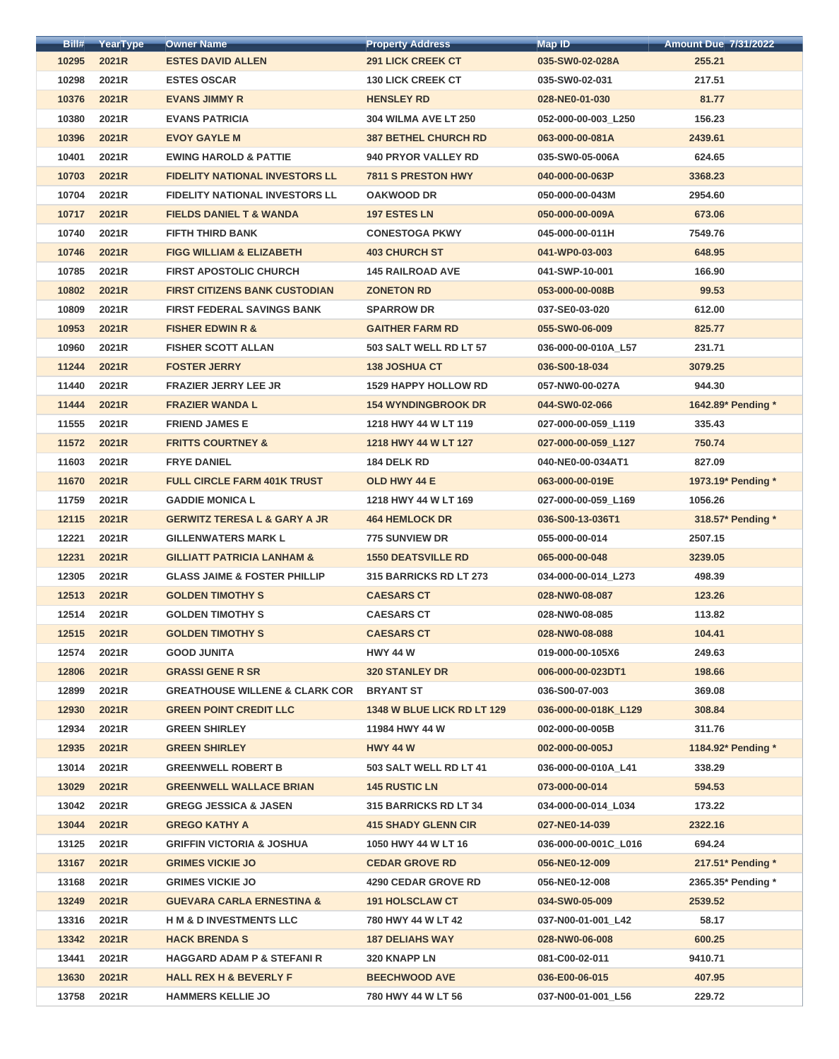| Bill# | YearType | Owner Name | Property Address | Map ID | Amount Due 7/31/2022 |
|---|---|---|---|---|---|
| 10295 | 2021R | ESTES DAVID ALLEN | 291 LICK CREEK CT | 035-SW0-02-028A | 255.21 |
| 10298 | 2021R | ESTES OSCAR | 130 LICK CREEK CT | 035-SW0-02-031 | 217.51 |
| 10376 | 2021R | EVANS JIMMY R | HENSLEY RD | 028-NE0-01-030 | 81.77 |
| 10380 | 2021R | EVANS PATRICIA | 304 WILMA AVE LT 250 | 052-000-00-003_L250 | 156.23 |
| 10396 | 2021R | EVOY GAYLE M | 387 BETHEL CHURCH RD | 063-000-00-081A | 2439.61 |
| 10401 | 2021R | EWING HAROLD & PATTIE | 940 PRYOR VALLEY RD | 035-SW0-05-006A | 624.65 |
| 10703 | 2021R | FIDELITY NATIONAL INVESTORS LL | 7811 S PRESTON HWY | 040-000-00-063P | 3368.23 |
| 10704 | 2021R | FIDELITY NATIONAL INVESTORS LL | OAKWOOD DR | 050-000-00-043M | 2954.60 |
| 10717 | 2021R | FIELDS DANIEL T & WANDA | 197 ESTES LN | 050-000-00-009A | 673.06 |
| 10740 | 2021R | FIFTH THIRD BANK | CONESTOGA PKWY | 045-000-00-011H | 7549.76 |
| 10746 | 2021R | FIGG WILLIAM & ELIZABETH | 403 CHURCH ST | 041-WP0-03-003 | 648.95 |
| 10785 | 2021R | FIRST APOSTOLIC CHURCH | 145 RAILROAD AVE | 041-SWP-10-001 | 166.90 |
| 10802 | 2021R | FIRST CITIZENS BANK CUSTODIAN | ZONETON RD | 053-000-00-008B | 99.53 |
| 10809 | 2021R | FIRST FEDERAL SAVINGS BANK | SPARROW DR | 037-SE0-03-020 | 612.00 |
| 10953 | 2021R | FISHER EDWIN R & | GAITHER FARM RD | 055-SW0-06-009 | 825.77 |
| 10960 | 2021R | FISHER SCOTT ALLAN | 503 SALT WELL RD LT 57 | 036-000-00-010A_L57 | 231.71 |
| 11244 | 2021R | FOSTER JERRY | 138 JOSHUA CT | 036-S00-18-034 | 3079.25 |
| 11440 | 2021R | FRAZIER JERRY LEE JR | 1529 HAPPY HOLLOW RD | 057-NW0-00-027A | 944.30 |
| 11444 | 2021R | FRAZIER WANDA L | 154 WYNDINGBROOK DR | 044-SW0-02-066 | 1642.89* Pending * |
| 11555 | 2021R | FRIEND JAMES E | 1218 HWY 44 W LT 119 | 027-000-00-059_L119 | 335.43 |
| 11572 | 2021R | FRITTS COURTNEY & | 1218 HWY 44 W LT 127 | 027-000-00-059_L127 | 750.74 |
| 11603 | 2021R | FRYE DANIEL | 184 DELK RD | 040-NE0-00-034AT1 | 827.09 |
| 11670 | 2021R | FULL CIRCLE FARM 401K TRUST | OLD HWY 44 E | 063-000-00-019E | 1973.19* Pending * |
| 11759 | 2021R | GADDIE MONICA L | 1218 HWY 44 W LT 169 | 027-000-00-059_L169 | 1056.26 |
| 12115 | 2021R | GERWITZ TERESA L & GARY A JR | 464 HEMLOCK DR | 036-S00-13-036T1 | 318.57* Pending * |
| 12221 | 2021R | GILLENWATERS MARK L | 775 SUNVIEW DR | 055-000-00-014 | 2507.15 |
| 12231 | 2021R | GILLIATT PATRICIA LANHAM & | 1550 DEATSVILLE RD | 065-000-00-048 | 3239.05 |
| 12305 | 2021R | GLASS JAIME & FOSTER PHILLIP | 315 BARRICKS RD LT 273 | 034-000-00-014_L273 | 498.39 |
| 12513 | 2021R | GOLDEN TIMOTHY S | CAESARS CT | 028-NW0-08-087 | 123.26 |
| 12514 | 2021R | GOLDEN TIMOTHY S | CAESARS CT | 028-NW0-08-085 | 113.82 |
| 12515 | 2021R | GOLDEN TIMOTHY S | CAESARS CT | 028-NW0-08-088 | 104.41 |
| 12574 | 2021R | GOOD JUNITA | HWY 44 W | 019-000-00-105X6 | 249.63 |
| 12806 | 2021R | GRASSI GENE R SR | 320 STANLEY DR | 006-000-00-023DT1 | 198.66 |
| 12899 | 2021R | GREATHOUSE WILLENE & CLARK COR | BRYANT ST | 036-S00-07-003 | 369.08 |
| 12930 | 2021R | GREEN POINT CREDIT LLC | 1348 W BLUE LICK RD LT 129 | 036-000-00-018K_L129 | 308.84 |
| 12934 | 2021R | GREEN SHIRLEY | 11984 HWY 44 W | 002-000-00-005B | 311.76 |
| 12935 | 2021R | GREEN SHIRLEY | HWY 44 W | 002-000-00-005J | 1184.92* Pending * |
| 13014 | 2021R | GREENWELL ROBERT B | 503 SALT WELL RD LT 41 | 036-000-00-010A_L41 | 338.29 |
| 13029 | 2021R | GREENWELL WALLACE BRIAN | 145 RUSTIC LN | 073-000-00-014 | 594.53 |
| 13042 | 2021R | GREGG JESSICA & JASEN | 315 BARRICKS RD LT 34 | 034-000-00-014_L034 | 173.22 |
| 13044 | 2021R | GREGO KATHY A | 415 SHADY GLENN CIR | 027-NE0-14-039 | 2322.16 |
| 13125 | 2021R | GRIFFIN VICTORIA & JOSHUA | 1050 HWY 44 W LT 16 | 036-000-00-001C_L016 | 694.24 |
| 13167 | 2021R | GRIMES VICKIE JO | CEDAR GROVE RD | 056-NE0-12-009 | 217.51* Pending * |
| 13168 | 2021R | GRIMES VICKIE JO | 4290 CEDAR GROVE RD | 056-NE0-12-008 | 2365.35* Pending * |
| 13249 | 2021R | GUEVARA CARLA ERNESTINA & | 191 HOLSCLAW CT | 034-SW0-05-009 | 2539.52 |
| 13316 | 2021R | H M & D INVESTMENTS LLC | 780 HWY 44 W LT 42 | 037-N00-01-001_L42 | 58.17 |
| 13342 | 2021R | HACK BRENDA S | 187 DELIAHS WAY | 028-NW0-06-008 | 600.25 |
| 13441 | 2021R | HAGGARD ADAM P & STEFANI R | 320 KNAPP LN | 081-C00-02-011 | 9410.71 |
| 13630 | 2021R | HALL REX H & BEVERLY F | BEECHWOOD AVE | 036-E00-06-015 | 407.95 |
| 13758 | 2021R | HAMMERS KELLIE JO | 780 HWY 44 W LT 56 | 037-N00-01-001_L56 | 229.72 |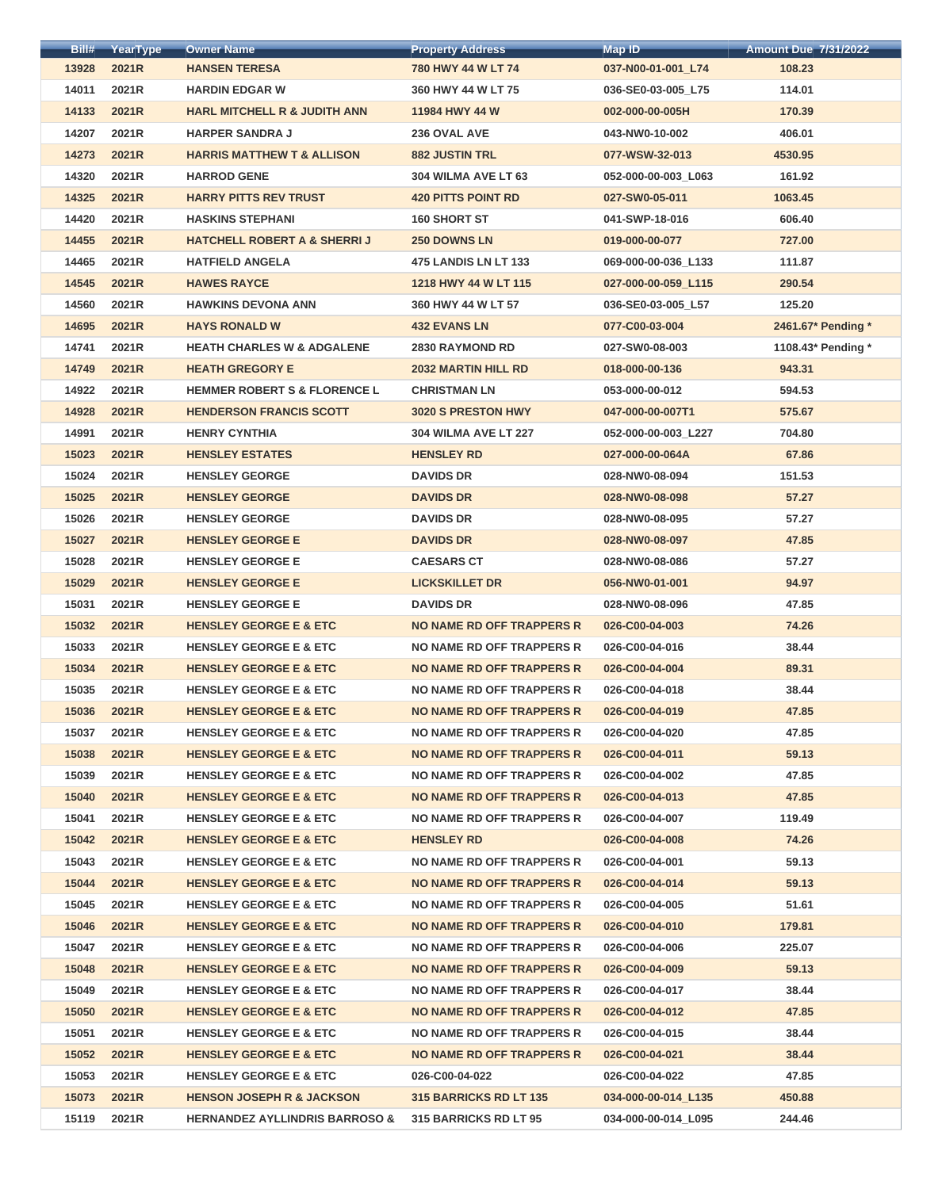| Bill# | YearType | Owner Name | Property Address | Map ID | Amount Due 7/31/2022 |
|---|---|---|---|---|---|
| 13928 | 2021R | HANSEN TERESA | 780 HWY 44 W LT 74 | 037-N00-01-001_L74 | 108.23 |
| 14011 | 2021R | HARDIN EDGAR W | 360 HWY 44 W LT 75 | 036-SE0-03-005_L75 | 114.01 |
| 14133 | 2021R | HARL MITCHELL R & JUDITH ANN | 11984 HWY 44 W | 002-000-00-005H | 170.39 |
| 14207 | 2021R | HARPER SANDRA J | 236 OVAL AVE | 043-NW0-10-002 | 406.01 |
| 14273 | 2021R | HARRIS MATTHEW T & ALLISON | 882 JUSTIN TRL | 077-WSW-32-013 | 4530.95 |
| 14320 | 2021R | HARROD GENE | 304 WILMA AVE LT 63 | 052-000-00-003_L063 | 161.92 |
| 14325 | 2021R | HARRY PITTS REV TRUST | 420 PITTS POINT RD | 027-SW0-05-011 | 1063.45 |
| 14420 | 2021R | HASKINS STEPHANI | 160 SHORT ST | 041-SWP-18-016 | 606.40 |
| 14455 | 2021R | HATCHELL ROBERT A & SHERRI J | 250 DOWNS LN | 019-000-00-077 | 727.00 |
| 14465 | 2021R | HATFIELD ANGELA | 475 LANDIS LN LT 133 | 069-000-00-036_L133 | 111.87 |
| 14545 | 2021R | HAWES RAYCE | 1218 HWY 44 W LT 115 | 027-000-00-059_L115 | 290.54 |
| 14560 | 2021R | HAWKINS DEVONA ANN | 360 HWY 44 W LT 57 | 036-SE0-03-005_L57 | 125.20 |
| 14695 | 2021R | HAYS RONALD W | 432 EVANS LN | 077-C00-03-004 | 2461.67* Pending * |
| 14741 | 2021R | HEATH CHARLES W & ADGALENE | 2830 RAYMOND RD | 027-SW0-08-003 | 1108.43* Pending * |
| 14749 | 2021R | HEATH GREGORY E | 2032 MARTIN HILL RD | 018-000-00-136 | 943.31 |
| 14922 | 2021R | HEMMER ROBERT S & FLORENCE L | CHRISTMAN LN | 053-000-00-012 | 594.53 |
| 14928 | 2021R | HENDERSON FRANCIS SCOTT | 3020 S PRESTON HWY | 047-000-00-007T1 | 575.67 |
| 14991 | 2021R | HENRY CYNTHIA | 304 WILMA AVE LT 227 | 052-000-00-003_L227 | 704.80 |
| 15023 | 2021R | HENSLEY ESTATES | HENSLEY RD | 027-000-00-064A | 67.86 |
| 15024 | 2021R | HENSLEY GEORGE | DAVIDS DR | 028-NW0-08-094 | 151.53 |
| 15025 | 2021R | HENSLEY GEORGE | DAVIDS DR | 028-NW0-08-098 | 57.27 |
| 15026 | 2021R | HENSLEY GEORGE | DAVIDS DR | 028-NW0-08-095 | 57.27 |
| 15027 | 2021R | HENSLEY GEORGE E | DAVIDS DR | 028-NW0-08-097 | 47.85 |
| 15028 | 2021R | HENSLEY GEORGE E | CAESARS CT | 028-NW0-08-086 | 57.27 |
| 15029 | 2021R | HENSLEY GEORGE E | LICKSKILLET DR | 056-NW0-01-001 | 94.97 |
| 15031 | 2021R | HENSLEY GEORGE E | DAVIDS DR | 028-NW0-08-096 | 47.85 |
| 15032 | 2021R | HENSLEY GEORGE E & ETC | NO NAME RD OFF TRAPPERS R | 026-C00-04-003 | 74.26 |
| 15033 | 2021R | HENSLEY GEORGE E & ETC | NO NAME RD OFF TRAPPERS R | 026-C00-04-016 | 38.44 |
| 15034 | 2021R | HENSLEY GEORGE E & ETC | NO NAME RD OFF TRAPPERS R | 026-C00-04-004 | 89.31 |
| 15035 | 2021R | HENSLEY GEORGE E & ETC | NO NAME RD OFF TRAPPERS R | 026-C00-04-018 | 38.44 |
| 15036 | 2021R | HENSLEY GEORGE E & ETC | NO NAME RD OFF TRAPPERS R | 026-C00-04-019 | 47.85 |
| 15037 | 2021R | HENSLEY GEORGE E & ETC | NO NAME RD OFF TRAPPERS R | 026-C00-04-020 | 47.85 |
| 15038 | 2021R | HENSLEY GEORGE E & ETC | NO NAME RD OFF TRAPPERS R | 026-C00-04-011 | 59.13 |
| 15039 | 2021R | HENSLEY GEORGE E & ETC | NO NAME RD OFF TRAPPERS R | 026-C00-04-002 | 47.85 |
| 15040 | 2021R | HENSLEY GEORGE E & ETC | NO NAME RD OFF TRAPPERS R | 026-C00-04-013 | 47.85 |
| 15041 | 2021R | HENSLEY GEORGE E & ETC | NO NAME RD OFF TRAPPERS R | 026-C00-04-007 | 119.49 |
| 15042 | 2021R | HENSLEY GEORGE E & ETC | HENSLEY RD | 026-C00-04-008 | 74.26 |
| 15043 | 2021R | HENSLEY GEORGE E & ETC | NO NAME RD OFF TRAPPERS R | 026-C00-04-001 | 59.13 |
| 15044 | 2021R | HENSLEY GEORGE E & ETC | NO NAME RD OFF TRAPPERS R | 026-C00-04-014 | 59.13 |
| 15045 | 2021R | HENSLEY GEORGE E & ETC | NO NAME RD OFF TRAPPERS R | 026-C00-04-005 | 51.61 |
| 15046 | 2021R | HENSLEY GEORGE E & ETC | NO NAME RD OFF TRAPPERS R | 026-C00-04-010 | 179.81 |
| 15047 | 2021R | HENSLEY GEORGE E & ETC | NO NAME RD OFF TRAPPERS R | 026-C00-04-006 | 225.07 |
| 15048 | 2021R | HENSLEY GEORGE E & ETC | NO NAME RD OFF TRAPPERS R | 026-C00-04-009 | 59.13 |
| 15049 | 2021R | HENSLEY GEORGE E & ETC | NO NAME RD OFF TRAPPERS R | 026-C00-04-017 | 38.44 |
| 15050 | 2021R | HENSLEY GEORGE E & ETC | NO NAME RD OFF TRAPPERS R | 026-C00-04-012 | 47.85 |
| 15051 | 2021R | HENSLEY GEORGE E & ETC | NO NAME RD OFF TRAPPERS R | 026-C00-04-015 | 38.44 |
| 15052 | 2021R | HENSLEY GEORGE E & ETC | NO NAME RD OFF TRAPPERS R | 026-C00-04-021 | 38.44 |
| 15053 | 2021R | HENSLEY GEORGE E & ETC | 026-C00-04-022 | 026-C00-04-022 | 47.85 |
| 15073 | 2021R | HENSON JOSEPH R & JACKSON | 315 BARRICKS RD LT 135 | 034-000-00-014_L135 | 450.88 |
| 15119 | 2021R | HERNANDEZ AYLLINDRIS BARROSO & | 315 BARRICKS RD LT 95 | 034-000-00-014_L095 | 244.46 |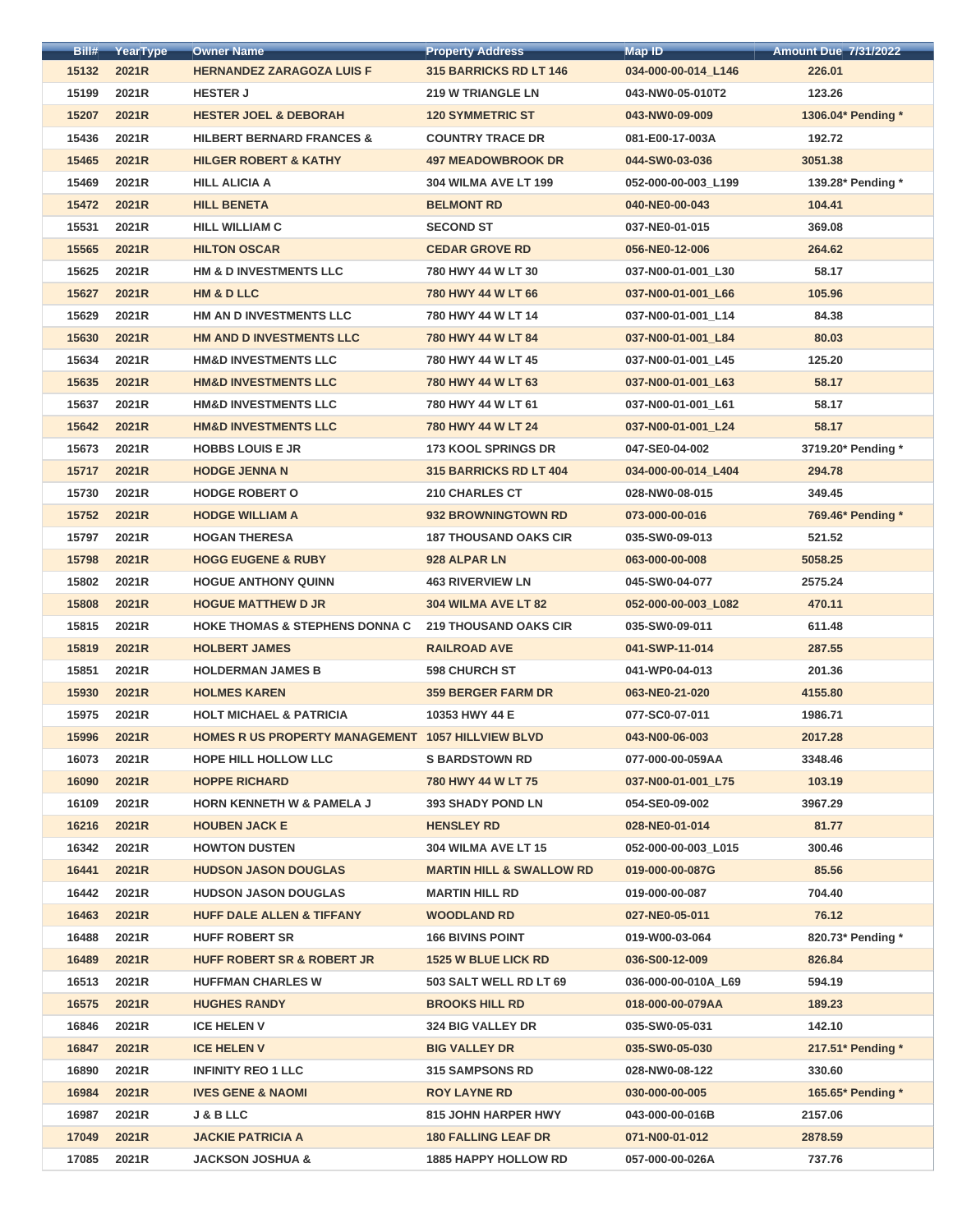| Bill# | YearType | Owner Name | Property Address | Map ID | Amount Due 7/31/2022 |
|---|---|---|---|---|---|
| 15132 | 2021R | HERNANDEZ ZARAGOZA LUIS F | 315 BARRICKS RD LT 146 | 034-000-00-014_L146 | 226.01 |
| 15199 | 2021R | HESTER J | 219 W TRIANGLE LN | 043-NW0-05-010T2 | 123.26 |
| 15207 | 2021R | HESTER JOEL & DEBORAH | 120 SYMMETRIC ST | 043-NW0-09-009 | 1306.04* Pending * |
| 15436 | 2021R | HILBERT BERNARD FRANCES & | COUNTRY TRACE DR | 081-E00-17-003A | 192.72 |
| 15465 | 2021R | HILGER ROBERT & KATHY | 497 MEADOWBROOK DR | 044-SW0-03-036 | 3051.38 |
| 15469 | 2021R | HILL ALICIA A | 304 WILMA AVE LT 199 | 052-000-00-003_L199 | 139.28* Pending * |
| 15472 | 2021R | HILL BENETA | BELMONT RD | 040-NE0-00-043 | 104.41 |
| 15531 | 2021R | HILL WILLIAM C | SECOND ST | 037-NE0-01-015 | 369.08 |
| 15565 | 2021R | HILTON OSCAR | CEDAR GROVE RD | 056-NE0-12-006 | 264.62 |
| 15625 | 2021R | HM & D INVESTMENTS LLC | 780 HWY 44 W LT 30 | 037-N00-01-001_L30 | 58.17 |
| 15627 | 2021R | HM & D LLC | 780 HWY 44 W LT 66 | 037-N00-01-001_L66 | 105.96 |
| 15629 | 2021R | HM AN D INVESTMENTS LLC | 780 HWY 44 W LT 14 | 037-N00-01-001_L14 | 84.38 |
| 15630 | 2021R | HM AND D INVESTMENTS LLC | 780 HWY 44 W LT 84 | 037-N00-01-001_L84 | 80.03 |
| 15634 | 2021R | HM&D INVESTMENTS LLC | 780 HWY 44 W LT 45 | 037-N00-01-001_L45 | 125.20 |
| 15635 | 2021R | HM&D INVESTMENTS LLC | 780 HWY 44 W LT 63 | 037-N00-01-001_L63 | 58.17 |
| 15637 | 2021R | HM&D INVESTMENTS LLC | 780 HWY 44 W LT 61 | 037-N00-01-001_L61 | 58.17 |
| 15642 | 2021R | HM&D INVESTMENTS LLC | 780 HWY 44 W LT 24 | 037-N00-01-001_L24 | 58.17 |
| 15673 | 2021R | HOBBS LOUIS E JR | 173 KOOL SPRINGS DR | 047-SE0-04-002 | 3719.20* Pending * |
| 15717 | 2021R | HODGE JENNA N | 315 BARRICKS RD LT 404 | 034-000-00-014_L404 | 294.78 |
| 15730 | 2021R | HODGE ROBERT O | 210 CHARLES CT | 028-NW0-08-015 | 349.45 |
| 15752 | 2021R | HODGE WILLIAM A | 932 BROWNINGTOWN RD | 073-000-00-016 | 769.46* Pending * |
| 15797 | 2021R | HOGAN THERESA | 187 THOUSAND OAKS CIR | 035-SW0-09-013 | 521.52 |
| 15798 | 2021R | HOGG EUGENE & RUBY | 928 ALPAR LN | 063-000-00-008 | 5058.25 |
| 15802 | 2021R | HOGUE ANTHONY QUINN | 463 RIVERVIEW LN | 045-SW0-04-077 | 2575.24 |
| 15808 | 2021R | HOGUE MATTHEW D JR | 304 WILMA AVE LT 82 | 052-000-00-003_L082 | 470.11 |
| 15815 | 2021R | HOKE THOMAS & STEPHENS DONNA C | 219 THOUSAND OAKS CIR | 035-SW0-09-011 | 611.48 |
| 15819 | 2021R | HOLBERT JAMES | RAILROAD AVE | 041-SWP-11-014 | 287.55 |
| 15851 | 2021R | HOLDERMAN JAMES B | 598 CHURCH ST | 041-WP0-04-013 | 201.36 |
| 15930 | 2021R | HOLMES KAREN | 359 BERGER FARM DR | 063-NE0-21-020 | 4155.80 |
| 15975 | 2021R | HOLT MICHAEL & PATRICIA | 10353 HWY 44 E | 077-SC0-07-011 | 1986.71 |
| 15996 | 2021R | HOMES R US PROPERTY MANAGEMENT | 1057 HILLVIEW BLVD | 043-N00-06-003 | 2017.28 |
| 16073 | 2021R | HOPE HILL HOLLOW LLC | S BARDSTOWN RD | 077-000-00-059AA | 3348.46 |
| 16090 | 2021R | HOPPE RICHARD | 780 HWY 44 W LT 75 | 037-N00-01-001_L75 | 103.19 |
| 16109 | 2021R | HORN KENNETH W & PAMELA J | 393 SHADY POND LN | 054-SE0-09-002 | 3967.29 |
| 16216 | 2021R | HOUBEN JACK E | HENSLEY RD | 028-NE0-01-014 | 81.77 |
| 16342 | 2021R | HOWTON DUSTEN | 304 WILMA AVE LT 15 | 052-000-00-003_L015 | 300.46 |
| 16441 | 2021R | HUDSON JASON DOUGLAS | MARTIN HILL & SWALLOW RD | 019-000-00-087G | 85.56 |
| 16442 | 2021R | HUDSON JASON DOUGLAS | MARTIN HILL RD | 019-000-00-087 | 704.40 |
| 16463 | 2021R | HUFF DALE ALLEN & TIFFANY | WOODLAND RD | 027-NE0-05-011 | 76.12 |
| 16488 | 2021R | HUFF ROBERT SR | 166 BIVINS POINT | 019-W00-03-064 | 820.73* Pending * |
| 16489 | 2021R | HUFF ROBERT SR & ROBERT JR | 1525 W BLUE LICK RD | 036-S00-12-009 | 826.84 |
| 16513 | 2021R | HUFFMAN CHARLES W | 503 SALT WELL RD LT 69 | 036-000-00-010A_L69 | 594.19 |
| 16575 | 2021R | HUGHES RANDY | BROOKS HILL RD | 018-000-00-079AA | 189.23 |
| 16846 | 2021R | ICE HELEN V | 324 BIG VALLEY DR | 035-SW0-05-031 | 142.10 |
| 16847 | 2021R | ICE HELEN V | BIG VALLEY DR | 035-SW0-05-030 | 217.51* Pending * |
| 16890 | 2021R | INFINITY REO 1 LLC | 315 SAMPSONS RD | 028-NW0-08-122 | 330.60 |
| 16984 | 2021R | IVES GENE & NAOMI | ROY LAYNE RD | 030-000-00-005 | 165.65* Pending * |
| 16987 | 2021R | J & B LLC | 815 JOHN HARPER HWY | 043-000-00-016B | 2157.06 |
| 17049 | 2021R | JACKIE PATRICIA A | 180 FALLING LEAF DR | 071-N00-01-012 | 2878.59 |
| 17085 | 2021R | JACKSON JOSHUA & | 1885 HAPPY HOLLOW RD | 057-000-00-026A | 737.76 |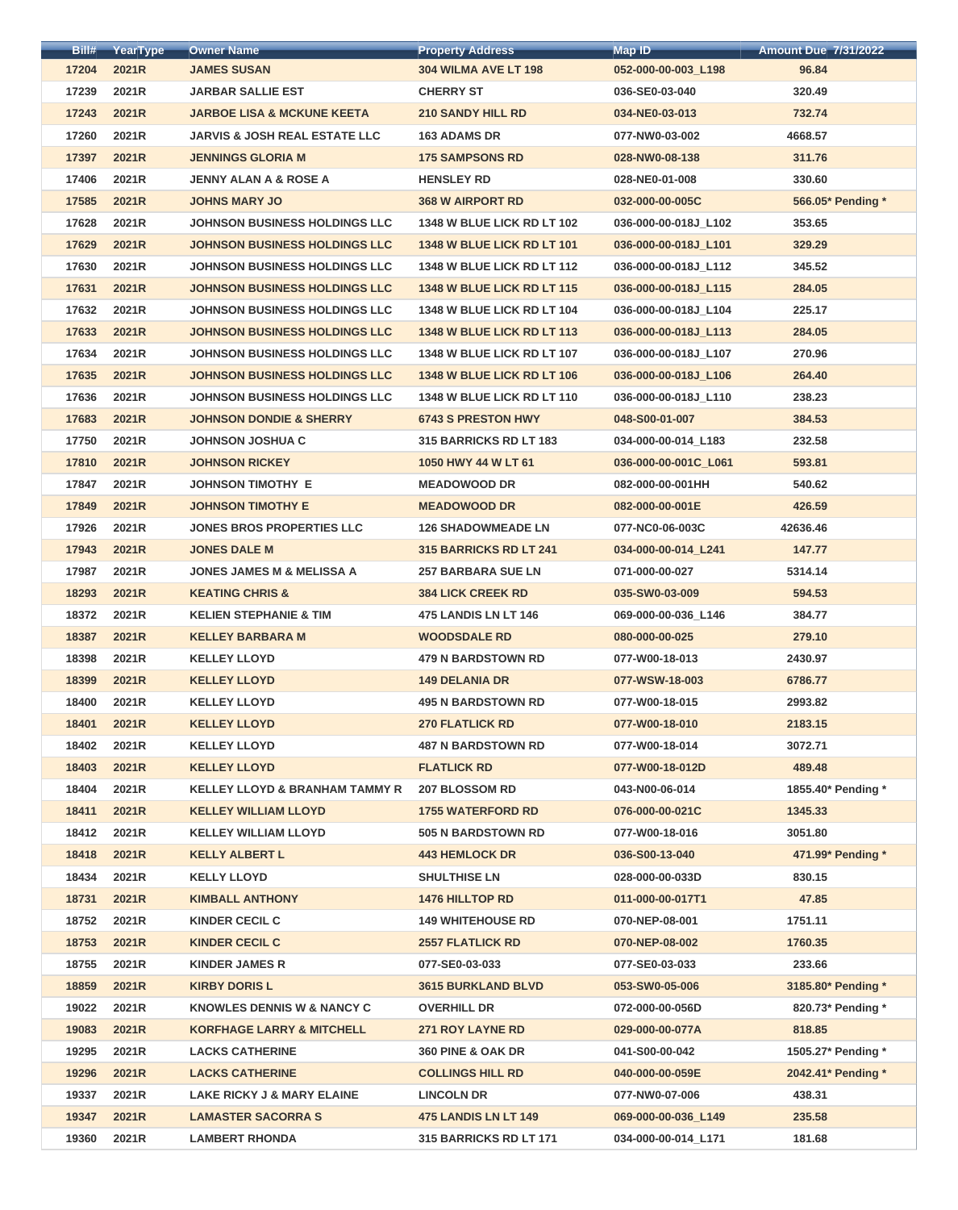| Bill# | YearType | Owner Name | Property Address | Map ID | Amount Due 7/31/2022 |
|---|---|---|---|---|---|
| 17204 | 2021R | JAMES SUSAN | 304 WILMA AVE LT 198 | 052-000-00-003_L198 | 96.84 |
| 17239 | 2021R | JARBAR SALLIE EST | CHERRY ST | 036-SE0-03-040 | 320.49 |
| 17243 | 2021R | JARBOE LISA & MCKUNE KEETA | 210 SANDY HILL RD | 034-NE0-03-013 | 732.74 |
| 17260 | 2021R | JARVIS & JOSH REAL ESTATE LLC | 163 ADAMS DR | 077-NW0-03-002 | 4668.57 |
| 17397 | 2021R | JENNINGS GLORIA M | 175 SAMPSONS RD | 028-NW0-08-138 | 311.76 |
| 17406 | 2021R | JENNY ALAN A & ROSE A | HENSLEY RD | 028-NE0-01-008 | 330.60 |
| 17585 | 2021R | JOHNS MARY JO | 368 W AIRPORT RD | 032-000-00-005C | 566.05* Pending * |
| 17628 | 2021R | JOHNSON BUSINESS HOLDINGS LLC | 1348 W BLUE LICK RD LT 102 | 036-000-00-018J_L102 | 353.65 |
| 17629 | 2021R | JOHNSON BUSINESS HOLDINGS LLC | 1348 W BLUE LICK RD LT 101 | 036-000-00-018J_L101 | 329.29 |
| 17630 | 2021R | JOHNSON BUSINESS HOLDINGS LLC | 1348 W BLUE LICK RD LT 112 | 036-000-00-018J_L112 | 345.52 |
| 17631 | 2021R | JOHNSON BUSINESS HOLDINGS LLC | 1348 W BLUE LICK RD LT 115 | 036-000-00-018J_L115 | 284.05 |
| 17632 | 2021R | JOHNSON BUSINESS HOLDINGS LLC | 1348 W BLUE LICK RD LT 104 | 036-000-00-018J_L104 | 225.17 |
| 17633 | 2021R | JOHNSON BUSINESS HOLDINGS LLC | 1348 W BLUE LICK RD LT 113 | 036-000-00-018J_L113 | 284.05 |
| 17634 | 2021R | JOHNSON BUSINESS HOLDINGS LLC | 1348 W BLUE LICK RD LT 107 | 036-000-00-018J_L107 | 270.96 |
| 17635 | 2021R | JOHNSON BUSINESS HOLDINGS LLC | 1348 W BLUE LICK RD LT 106 | 036-000-00-018J_L106 | 264.40 |
| 17636 | 2021R | JOHNSON BUSINESS HOLDINGS LLC | 1348 W BLUE LICK RD LT 110 | 036-000-00-018J_L110 | 238.23 |
| 17683 | 2021R | JOHNSON DONDIE & SHERRY | 6743 S PRESTON HWY | 048-S00-01-007 | 384.53 |
| 17750 | 2021R | JOHNSON JOSHUA C | 315 BARRICKS RD LT 183 | 034-000-00-014_L183 | 232.58 |
| 17810 | 2021R | JOHNSON RICKEY | 1050 HWY 44 W LT 61 | 036-000-00-001C_L061 | 593.81 |
| 17847 | 2021R | JOHNSON TIMOTHY E | MEADOWOOD DR | 082-000-00-001HH | 540.62 |
| 17849 | 2021R | JOHNSON TIMOTHY E | MEADOWOOD DR | 082-000-00-001E | 426.59 |
| 17926 | 2021R | JONES BROS PROPERTIES LLC | 126 SHADOWMEADE LN | 077-NC0-06-003C | 42636.46 |
| 17943 | 2021R | JONES DALE M | 315 BARRICKS RD LT 241 | 034-000-00-014_L241 | 147.77 |
| 17987 | 2021R | JONES JAMES M & MELISSA A | 257 BARBARA SUE LN | 071-000-00-027 | 5314.14 |
| 18293 | 2021R | KEATING CHRIS & | 384 LICK CREEK RD | 035-SW0-03-009 | 594.53 |
| 18372 | 2021R | KELIEN STEPHANIE & TIM | 475 LANDIS LN LT 146 | 069-000-00-036_L146 | 384.77 |
| 18387 | 2021R | KELLEY BARBARA M | WOODSDALE RD | 080-000-00-025 | 279.10 |
| 18398 | 2021R | KELLEY LLOYD | 479 N BARDSTOWN RD | 077-W00-18-013 | 2430.97 |
| 18399 | 2021R | KELLEY LLOYD | 149 DELANIA DR | 077-WSW-18-003 | 6786.77 |
| 18400 | 2021R | KELLEY LLOYD | 495 N BARDSTOWN RD | 077-W00-18-015 | 2993.82 |
| 18401 | 2021R | KELLEY LLOYD | 270 FLATLICK RD | 077-W00-18-010 | 2183.15 |
| 18402 | 2021R | KELLEY LLOYD | 487 N BARDSTOWN RD | 077-W00-18-014 | 3072.71 |
| 18403 | 2021R | KELLEY LLOYD | FLATLICK RD | 077-W00-18-012D | 489.48 |
| 18404 | 2021R | KELLEY LLOYD & BRANHAM TAMMY R | 207 BLOSSOM RD | 043-N00-06-014 | 1855.40* Pending * |
| 18411 | 2021R | KELLEY WILLIAM LLOYD | 1755 WATERFORD RD | 076-000-00-021C | 1345.33 |
| 18412 | 2021R | KELLEY WILLIAM LLOYD | 505 N BARDSTOWN RD | 077-W00-18-016 | 3051.80 |
| 18418 | 2021R | KELLY ALBERT L | 443 HEMLOCK DR | 036-S00-13-040 | 471.99* Pending * |
| 18434 | 2021R | KELLY LLOYD | SHULTHISE LN | 028-000-00-033D | 830.15 |
| 18731 | 2021R | KIMBALL ANTHONY | 1476 HILLTOP RD | 011-000-00-017T1 | 47.85 |
| 18752 | 2021R | KINDER CECIL C | 149 WHITEHOUSE RD | 070-NEP-08-001 | 1751.11 |
| 18753 | 2021R | KINDER CECIL C | 2557 FLATLICK RD | 070-NEP-08-002 | 1760.35 |
| 18755 | 2021R | KINDER JAMES R | 077-SE0-03-033 | 077-SE0-03-033 | 233.66 |
| 18859 | 2021R | KIRBY DORIS L | 3615 BURKLAND BLVD | 053-SW0-05-006 | 3185.80* Pending * |
| 19022 | 2021R | KNOWLES DENNIS W & NANCY C | OVERHILL DR | 072-000-00-056D | 820.73* Pending * |
| 19083 | 2021R | KORFHAGE LARRY & MITCHELL | 271 ROY LAYNE RD | 029-000-00-077A | 818.85 |
| 19295 | 2021R | LACKS CATHERINE | 360 PINE & OAK DR | 041-S00-00-042 | 1505.27* Pending * |
| 19296 | 2021R | LACKS CATHERINE | COLLINGS HILL RD | 040-000-00-059E | 2042.41* Pending * |
| 19337 | 2021R | LAKE RICKY J & MARY ELAINE | LINCOLN DR | 077-NW0-07-006 | 438.31 |
| 19347 | 2021R | LAMASTER SACORRA S | 475 LANDIS LN LT 149 | 069-000-00-036_L149 | 235.58 |
| 19360 | 2021R | LAMBERT RHONDA | 315 BARRICKS RD LT 171 | 034-000-00-014_L171 | 181.68 |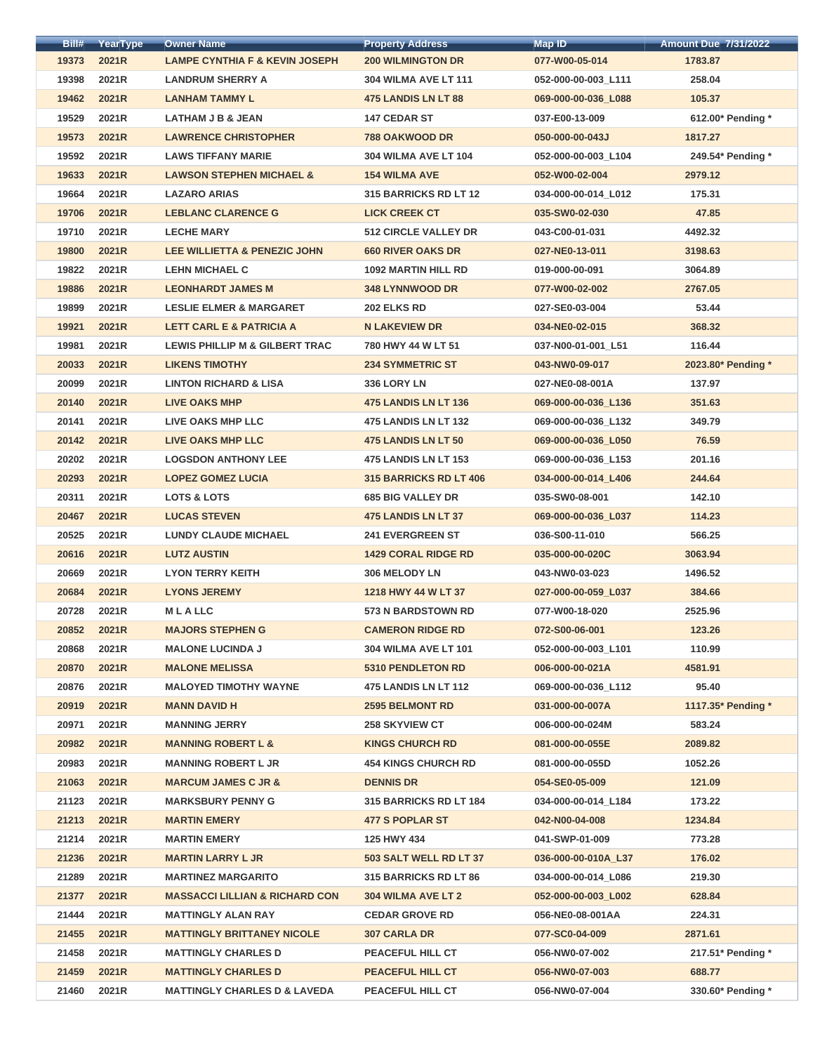| Bill# | YearType | Owner Name | Property Address | Map ID | Amount Due 7/31/2022 |
|---|---|---|---|---|---|
| 19373 | 2021R | LAMPE CYNTHIA F & KEVIN JOSEPH | 200 WILMINGTON DR | 077-W00-05-014 | 1783.87 |
| 19398 | 2021R | LANDRUM SHERRY A | 304 WILMA AVE LT 111 | 052-000-00-003_L111 | 258.04 |
| 19462 | 2021R | LANHAM TAMMY L | 475 LANDIS LN LT 88 | 069-000-00-036_L088 | 105.37 |
| 19529 | 2021R | LATHAM J B & JEAN | 147 CEDAR ST | 037-E00-13-009 | 612.00* Pending * |
| 19573 | 2021R | LAWRENCE CHRISTOPHER | 788 OAKWOOD DR | 050-000-00-043J | 1817.27 |
| 19592 | 2021R | LAWS TIFFANY MARIE | 304 WILMA AVE LT 104 | 052-000-00-003_L104 | 249.54* Pending * |
| 19633 | 2021R | LAWSON STEPHEN MICHAEL & | 154 WILMA AVE | 052-W00-02-004 | 2979.12 |
| 19664 | 2021R | LAZARO ARIAS | 315 BARRICKS RD LT 12 | 034-000-00-014_L012 | 175.31 |
| 19706 | 2021R | LEBLANC CLARENCE G | LICK CREEK CT | 035-SW0-02-030 | 47.85 |
| 19710 | 2021R | LECHE MARY | 512 CIRCLE VALLEY DR | 043-C00-01-031 | 4492.32 |
| 19800 | 2021R | LEE WILLIETTA & PENEZIC JOHN | 660 RIVER OAKS DR | 027-NE0-13-011 | 3198.63 |
| 19822 | 2021R | LEHN MICHAEL C | 1092 MARTIN HILL RD | 019-000-00-091 | 3064.89 |
| 19886 | 2021R | LEONHARDT JAMES M | 348 LYNNWOOD DR | 077-W00-02-002 | 2767.05 |
| 19899 | 2021R | LESLIE ELMER & MARGARET | 202 ELKS RD | 027-SE0-03-004 | 53.44 |
| 19921 | 2021R | LETT CARL E & PATRICIA A | N LAKEVIEW DR | 034-NE0-02-015 | 368.32 |
| 19981 | 2021R | LEWIS PHILLIP M & GILBERT TRAC | 780 HWY 44 W LT 51 | 037-N00-01-001_L51 | 116.44 |
| 20033 | 2021R | LIKENS TIMOTHY | 234 SYMMETRIC ST | 043-NW0-09-017 | 2023.80* Pending * |
| 20099 | 2021R | LINTON RICHARD & LISA | 336 LORY LN | 027-NE0-08-001A | 137.97 |
| 20140 | 2021R | LIVE OAKS MHP | 475 LANDIS LN LT 136 | 069-000-00-036_L136 | 351.63 |
| 20141 | 2021R | LIVE OAKS MHP LLC | 475 LANDIS LN LT 132 | 069-000-00-036_L132 | 349.79 |
| 20142 | 2021R | LIVE OAKS MHP LLC | 475 LANDIS LN LT 50 | 069-000-00-036_L050 | 76.59 |
| 20202 | 2021R | LOGSDON ANTHONY LEE | 475 LANDIS LN LT 153 | 069-000-00-036_L153 | 201.16 |
| 20293 | 2021R | LOPEZ GOMEZ LUCIA | 315 BARRICKS RD LT 406 | 034-000-00-014_L406 | 244.64 |
| 20311 | 2021R | LOTS & LOTS | 685 BIG VALLEY DR | 035-SW0-08-001 | 142.10 |
| 20467 | 2021R | LUCAS STEVEN | 475 LANDIS LN LT 37 | 069-000-00-036_L037 | 114.23 |
| 20525 | 2021R | LUNDY CLAUDE MICHAEL | 241 EVERGREEN ST | 036-S00-11-010 | 566.25 |
| 20616 | 2021R | LUTZ AUSTIN | 1429 CORAL RIDGE RD | 035-000-00-020C | 3063.94 |
| 20669 | 2021R | LYON TERRY KEITH | 306 MELODY LN | 043-NW0-03-023 | 1496.52 |
| 20684 | 2021R | LYONS JEREMY | 1218 HWY 44 W LT 37 | 027-000-00-059_L037 | 384.66 |
| 20728 | 2021R | M L A LLC | 573 N BARDSTOWN RD | 077-W00-18-020 | 2525.96 |
| 20852 | 2021R | MAJORS STEPHEN G | CAMERON RIDGE RD | 072-S00-06-001 | 123.26 |
| 20868 | 2021R | MALONE LUCINDA J | 304 WILMA AVE LT 101 | 052-000-00-003_L101 | 110.99 |
| 20870 | 2021R | MALONE MELISSA | 5310 PENDLETON RD | 006-000-00-021A | 4581.91 |
| 20876 | 2021R | MALOYED TIMOTHY WAYNE | 475 LANDIS LN LT 112 | 069-000-00-036_L112 | 95.40 |
| 20919 | 2021R | MANN DAVID H | 2595 BELMONT RD | 031-000-00-007A | 1117.35* Pending * |
| 20971 | 2021R | MANNING JERRY | 258 SKYVIEW CT | 006-000-00-024M | 583.24 |
| 20982 | 2021R | MANNING ROBERT L & | KINGS CHURCH RD | 081-000-00-055E | 2089.82 |
| 20983 | 2021R | MANNING ROBERT L JR | 454 KINGS CHURCH RD | 081-000-00-055D | 1052.26 |
| 21063 | 2021R | MARCUM JAMES C JR & | DENNIS DR | 054-SE0-05-009 | 121.09 |
| 21123 | 2021R | MARKSBURY PENNY G | 315 BARRICKS RD LT 184 | 034-000-00-014_L184 | 173.22 |
| 21213 | 2021R | MARTIN EMERY | 477 S POPLAR ST | 042-N00-04-008 | 1234.84 |
| 21214 | 2021R | MARTIN EMERY | 125 HWY 434 | 041-SWP-01-009 | 773.28 |
| 21236 | 2021R | MARTIN LARRY L JR | 503 SALT WELL RD LT 37 | 036-000-00-010A_L37 | 176.02 |
| 21289 | 2021R | MARTINEZ MARGARITO | 315 BARRICKS RD LT 86 | 034-000-00-014_L086 | 219.30 |
| 21377 | 2021R | MASSACCI LILLIAN & RICHARD CON | 304 WILMA AVE LT 2 | 052-000-00-003_L002 | 628.84 |
| 21444 | 2021R | MATTINGLY ALAN RAY | CEDAR GROVE RD | 056-NE0-08-001AA | 224.31 |
| 21455 | 2021R | MATTINGLY BRITTANEY NICOLE | 307 CARLA DR | 077-SC0-04-009 | 2871.61 |
| 21458 | 2021R | MATTINGLY CHARLES D | PEACEFUL HILL CT | 056-NW0-07-002 | 217.51* Pending * |
| 21459 | 2021R | MATTINGLY CHARLES D | PEACEFUL HILL CT | 056-NW0-07-003 | 688.77 |
| 21460 | 2021R | MATTINGLY CHARLES D & LAVEDA | PEACEFUL HILL CT | 056-NW0-07-004 | 330.60* Pending * |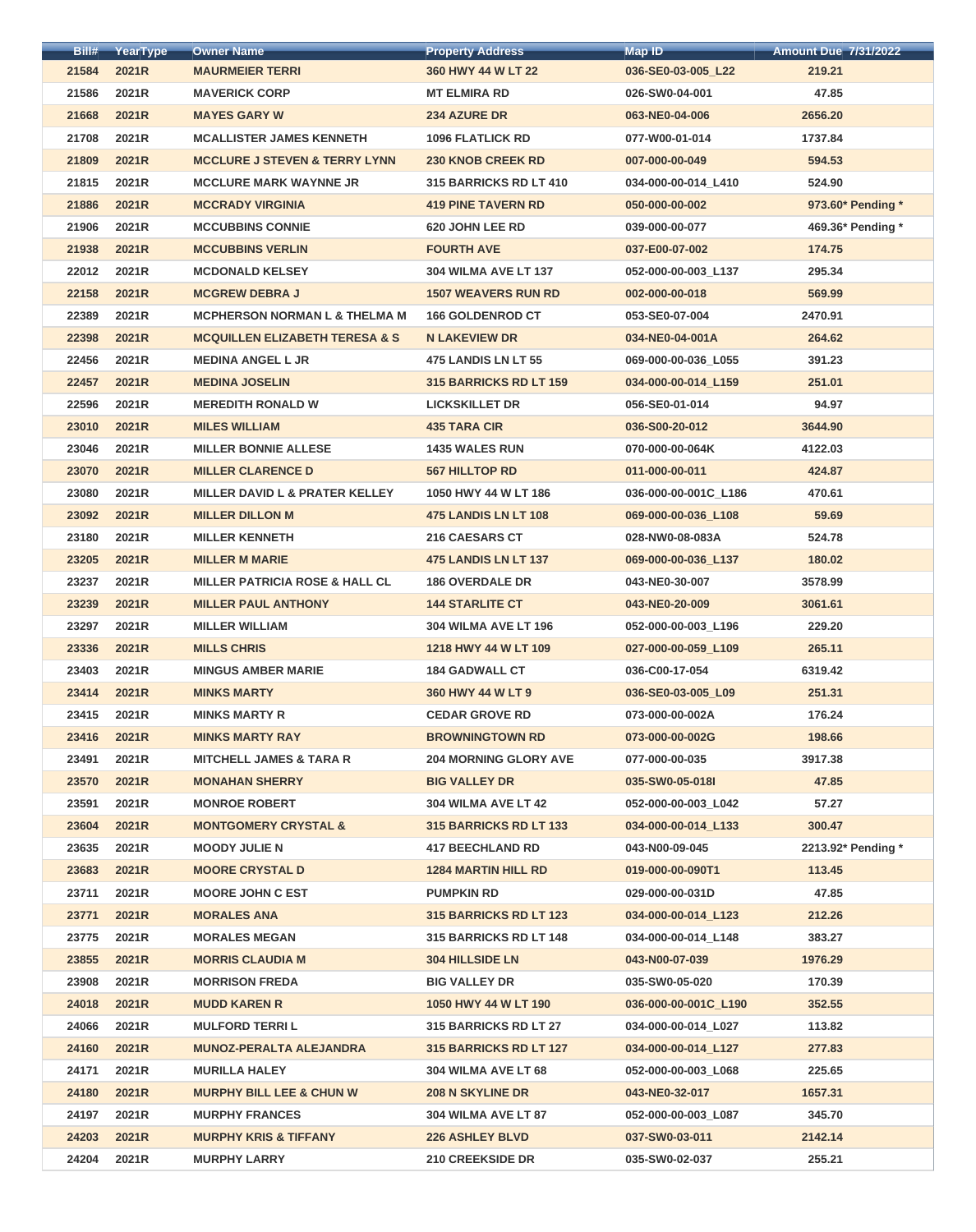| Bill# | YearType | Owner Name | Property Address | Map ID | Amount Due 7/31/2022 |
|---|---|---|---|---|---|
| 21584 | 2021R | MAURMEIER TERRI | 360 HWY 44 W LT 22 | 036-SE0-03-005_L22 | 219.21 |
| 21586 | 2021R | MAVERICK CORP | MT ELMIRA RD | 026-SW0-04-001 | 47.85 |
| 21668 | 2021R | MAYES GARY W | 234 AZURE DR | 063-NE0-04-006 | 2656.20 |
| 21708 | 2021R | MCALLISTER JAMES KENNETH | 1096 FLATLICK RD | 077-W00-01-014 | 1737.84 |
| 21809 | 2021R | MCCLURE J STEVEN & TERRY LYNN | 230 KNOB CREEK RD | 007-000-00-049 | 594.53 |
| 21815 | 2021R | MCCLURE MARK WAYNNE JR | 315 BARRICKS RD LT 410 | 034-000-00-014_L410 | 524.90 |
| 21886 | 2021R | MCCRADY VIRGINIA | 419 PINE TAVERN RD | 050-000-00-002 | 973.60* Pending * |
| 21906 | 2021R | MCCUBBINS CONNIE | 620 JOHN LEE RD | 039-000-00-077 | 469.36* Pending * |
| 21938 | 2021R | MCCUBBINS VERLIN | FOURTH AVE | 037-E00-07-002 | 174.75 |
| 22012 | 2021R | MCDONALD KELSEY | 304 WILMA AVE LT 137 | 052-000-00-003_L137 | 295.34 |
| 22158 | 2021R | MCGREW DEBRA J | 1507 WEAVERS RUN RD | 002-000-00-018 | 569.99 |
| 22389 | 2021R | MCPHERSON NORMAN L & THELMA M | 166 GOLDENROD CT | 053-SE0-07-004 | 2470.91 |
| 22398 | 2021R | MCQUILLEN ELIZABETH TERESA & S | N LAKEVIEW DR | 034-NE0-04-001A | 264.62 |
| 22456 | 2021R | MEDINA ANGEL L JR | 475 LANDIS LN LT 55 | 069-000-00-036_L055 | 391.23 |
| 22457 | 2021R | MEDINA JOSELIN | 315 BARRICKS RD LT 159 | 034-000-00-014_L159 | 251.01 |
| 22596 | 2021R | MEREDITH RONALD W | LICKSKILLET DR | 056-SE0-01-014 | 94.97 |
| 23010 | 2021R | MILES WILLIAM | 435 TARA CIR | 036-S00-20-012 | 3644.90 |
| 23046 | 2021R | MILLER BONNIE ALLESE | 1435 WALES RUN | 070-000-00-064K | 4122.03 |
| 23070 | 2021R | MILLER CLARENCE D | 567 HILLTOP RD | 011-000-00-011 | 424.87 |
| 23080 | 2021R | MILLER DAVID L & PRATER KELLEY | 1050 HWY 44 W LT 186 | 036-000-00-001C_L186 | 470.61 |
| 23092 | 2021R | MILLER DILLON M | 475 LANDIS LN LT 108 | 069-000-00-036_L108 | 59.69 |
| 23180 | 2021R | MILLER KENNETH | 216 CAESARS CT | 028-NW0-08-083A | 524.78 |
| 23205 | 2021R | MILLER M MARIE | 475 LANDIS LN LT 137 | 069-000-00-036_L137 | 180.02 |
| 23237 | 2021R | MILLER PATRICIA ROSE & HALL CL | 186 OVERDALE DR | 043-NE0-30-007 | 3578.99 |
| 23239 | 2021R | MILLER PAUL ANTHONY | 144 STARLITE CT | 043-NE0-20-009 | 3061.61 |
| 23297 | 2021R | MILLER WILLIAM | 304 WILMA AVE LT 196 | 052-000-00-003_L196 | 229.20 |
| 23336 | 2021R | MILLS CHRIS | 1218 HWY 44 W LT 109 | 027-000-00-059_L109 | 265.11 |
| 23403 | 2021R | MINGUS AMBER MARIE | 184 GADWALL CT | 036-C00-17-054 | 6319.42 |
| 23414 | 2021R | MINKS MARTY | 360 HWY 44 W LT 9 | 036-SE0-03-005_L09 | 251.31 |
| 23415 | 2021R | MINKS MARTY R | CEDAR GROVE RD | 073-000-00-002A | 176.24 |
| 23416 | 2021R | MINKS MARTY RAY | BROWNINGTOWN RD | 073-000-00-002G | 198.66 |
| 23491 | 2021R | MITCHELL JAMES & TARA R | 204 MORNING GLORY AVE | 077-000-00-035 | 3917.38 |
| 23570 | 2021R | MONAHAN SHERRY | BIG VALLEY DR | 035-SW0-05-018I | 47.85 |
| 23591 | 2021R | MONROE ROBERT | 304 WILMA AVE LT 42 | 052-000-00-003_L042 | 57.27 |
| 23604 | 2021R | MONTGOMERY CRYSTAL & | 315 BARRICKS RD LT 133 | 034-000-00-014_L133 | 300.47 |
| 23635 | 2021R | MOODY JULIE N | 417 BEECHLAND RD | 043-N00-09-045 | 2213.92* Pending * |
| 23683 | 2021R | MOORE CRYSTAL D | 1284 MARTIN HILL RD | 019-000-00-090T1 | 113.45 |
| 23711 | 2021R | MOORE JOHN C EST | PUMPKIN RD | 029-000-00-031D | 47.85 |
| 23771 | 2021R | MORALES ANA | 315 BARRICKS RD LT 123 | 034-000-00-014_L123 | 212.26 |
| 23775 | 2021R | MORALES MEGAN | 315 BARRICKS RD LT 148 | 034-000-00-014_L148 | 383.27 |
| 23855 | 2021R | MORRIS CLAUDIA M | 304 HILLSIDE LN | 043-N00-07-039 | 1976.29 |
| 23908 | 2021R | MORRISON FREDA | BIG VALLEY DR | 035-SW0-05-020 | 170.39 |
| 24018 | 2021R | MUDD KAREN R | 1050 HWY 44 W LT 190 | 036-000-00-001C_L190 | 352.55 |
| 24066 | 2021R | MULFORD TERRI L | 315 BARRICKS RD LT 27 | 034-000-00-014_L027 | 113.82 |
| 24160 | 2021R | MUNOZ-PERALTA ALEJANDRA | 315 BARRICKS RD LT 127 | 034-000-00-014_L127 | 277.83 |
| 24171 | 2021R | MURILLA HALEY | 304 WILMA AVE LT 68 | 052-000-00-003_L068 | 225.65 |
| 24180 | 2021R | MURPHY BILL LEE & CHUN W | 208 N SKYLINE DR | 043-NE0-32-017 | 1657.31 |
| 24197 | 2021R | MURPHY FRANCES | 304 WILMA AVE LT 87 | 052-000-00-003_L087 | 345.70 |
| 24203 | 2021R | MURPHY KRIS & TIFFANY | 226 ASHLEY BLVD | 037-SW0-03-011 | 2142.14 |
| 24204 | 2021R | MURPHY LARRY | 210 CREEKSIDE DR | 035-SW0-02-037 | 255.21 |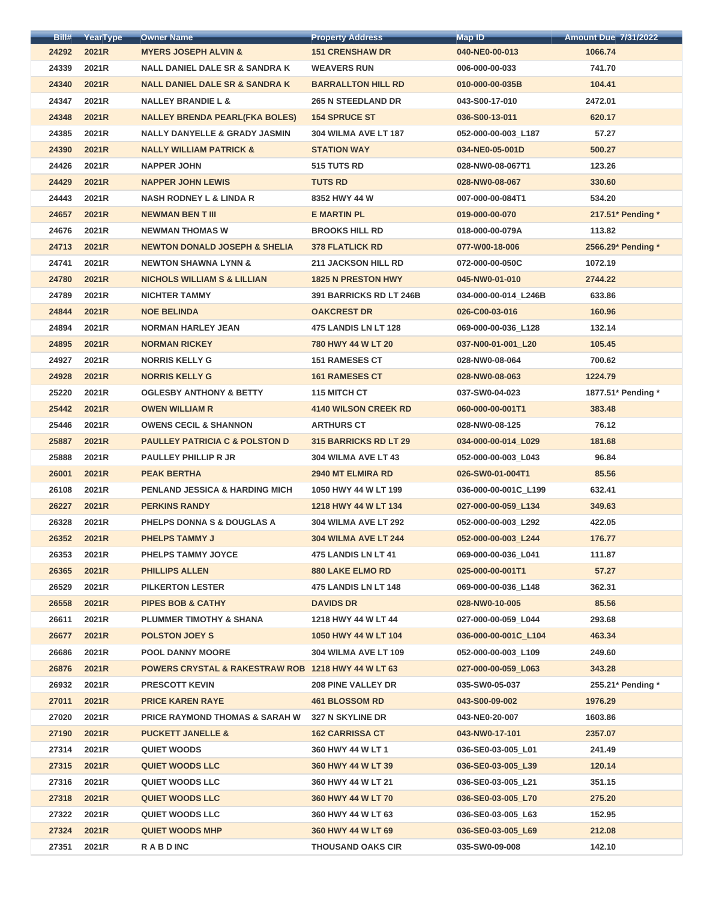| Bill# | YearType | Owner Name | Property Address | Map ID | Amount Due 7/31/2022 |
|---|---|---|---|---|---|
| 24292 | 2021R | MYERS JOSEPH ALVIN & | 151 CRENSHAW DR | 040-NE0-00-013 | 1066.74 |
| 24339 | 2021R | NALL DANIEL DALE SR & SANDRA K | WEAVERS RUN | 006-000-00-033 | 741.70 |
| 24340 | 2021R | NALL DANIEL DALE SR & SANDRA K | BARRALLTON HILL RD | 010-000-00-035B | 104.41 |
| 24347 | 2021R | NALLEY BRANDIE L & | 265 N STEEDLAND DR | 043-S00-17-010 | 2472.01 |
| 24348 | 2021R | NALLEY BRENDA PEARL(FKA BOLES) | 154 SPRUCE ST | 036-S00-13-011 | 620.17 |
| 24385 | 2021R | NALLY DANYELLE & GRADY JASMIN | 304 WILMA AVE LT 187 | 052-000-00-003_L187 | 57.27 |
| 24390 | 2021R | NALLY WILLIAM PATRICK & | STATION WAY | 034-NE0-05-001D | 500.27 |
| 24426 | 2021R | NAPPER JOHN | 515 TUTS RD | 028-NW0-08-067T1 | 123.26 |
| 24429 | 2021R | NAPPER JOHN LEWIS | TUTS RD | 028-NW0-08-067 | 330.60 |
| 24443 | 2021R | NASH RODNEY L & LINDA R | 8352 HWY 44 W | 007-000-00-084T1 | 534.20 |
| 24657 | 2021R | NEWMAN BEN T III | E MARTIN PL | 019-000-00-070 | 217.51* Pending * |
| 24676 | 2021R | NEWMAN THOMAS W | BROOKS HILL RD | 018-000-00-079A | 113.82 |
| 24713 | 2021R | NEWTON DONALD JOSEPH & SHELIA | 378 FLATLICK RD | 077-W00-18-006 | 2566.29* Pending * |
| 24741 | 2021R | NEWTON SHAWNA LYNN & | 211 JACKSON HILL RD | 072-000-00-050C | 1072.19 |
| 24780 | 2021R | NICHOLS WILLIAM S & LILLIAN | 1825 N PRESTON HWY | 045-NW0-01-010 | 2744.22 |
| 24789 | 2021R | NICHTER TAMMY | 391 BARRICKS RD LT 246B | 034-000-00-014_L246B | 633.86 |
| 24844 | 2021R | NOE BELINDA | OAKCREST DR | 026-C00-03-016 | 160.96 |
| 24894 | 2021R | NORMAN HARLEY JEAN | 475 LANDIS LN LT 128 | 069-000-00-036_L128 | 132.14 |
| 24895 | 2021R | NORMAN RICKEY | 780 HWY 44 W LT 20 | 037-N00-01-001_L20 | 105.45 |
| 24927 | 2021R | NORRIS KELLY G | 151 RAMESES CT | 028-NW0-08-064 | 700.62 |
| 24928 | 2021R | NORRIS KELLY G | 161 RAMESES CT | 028-NW0-08-063 | 1224.79 |
| 25220 | 2021R | OGLESBY ANTHONY & BETTY | 115 MITCH CT | 037-SW0-04-023 | 1877.51* Pending * |
| 25442 | 2021R | OWEN WILLIAM R | 4140 WILSON CREEK RD | 060-000-00-001T1 | 383.48 |
| 25446 | 2021R | OWENS CECIL & SHANNON | ARTHURS CT | 028-NW0-08-125 | 76.12 |
| 25887 | 2021R | PAULLEY PATRICIA C & POLSTON D | 315 BARRICKS RD LT 29 | 034-000-00-014_L029 | 181.68 |
| 25888 | 2021R | PAULLEY PHILLIP R JR | 304 WILMA AVE LT 43 | 052-000-00-003_L043 | 96.84 |
| 26001 | 2021R | PEAK BERTHA | 2940 MT ELMIRA RD | 026-SW0-01-004T1 | 85.56 |
| 26108 | 2021R | PENLAND JESSICA & HARDING MICH | 1050 HWY 44 W LT 199 | 036-000-00-001C_L199 | 632.41 |
| 26227 | 2021R | PERKINS RANDY | 1218 HWY 44 W LT 134 | 027-000-00-059_L134 | 349.63 |
| 26328 | 2021R | PHELPS DONNA S & DOUGLAS A | 304 WILMA AVE LT 292 | 052-000-00-003_L292 | 422.05 |
| 26352 | 2021R | PHELPS TAMMY J | 304 WILMA AVE LT 244 | 052-000-00-003_L244 | 176.77 |
| 26353 | 2021R | PHELPS TAMMY JOYCE | 475 LANDIS LN LT 41 | 069-000-00-036_L041 | 111.87 |
| 26365 | 2021R | PHILLIPS ALLEN | 880 LAKE ELMO RD | 025-000-00-001T1 | 57.27 |
| 26529 | 2021R | PILKERTON LESTER | 475 LANDIS LN LT 148 | 069-000-00-036_L148 | 362.31 |
| 26558 | 2021R | PIPES BOB & CATHY | DAVIDS DR | 028-NW0-10-005 | 85.56 |
| 26611 | 2021R | PLUMMER TIMOTHY & SHANA | 1218 HWY 44 W LT 44 | 027-000-00-059_L044 | 293.68 |
| 26677 | 2021R | POLSTON JOEY S | 1050 HWY 44 W LT 104 | 036-000-00-001C_L104 | 463.34 |
| 26686 | 2021R | POOL DANNY MOORE | 304 WILMA AVE LT 109 | 052-000-00-003_L109 | 249.60 |
| 26876 | 2021R | POWERS CRYSTAL & RAKESTRAW ROB | 1218 HWY 44 W LT 63 | 027-000-00-059_L063 | 343.28 |
| 26932 | 2021R | PRESCOTT KEVIN | 208 PINE VALLEY DR | 035-SW0-05-037 | 255.21* Pending * |
| 27011 | 2021R | PRICE KAREN RAYE | 461 BLOSSOM RD | 043-S00-09-002 | 1976.29 |
| 27020 | 2021R | PRICE RAYMOND THOMAS & SARAH W | 327 N SKYLINE DR | 043-NE0-20-007 | 1603.86 |
| 27190 | 2021R | PUCKETT JANELLE & | 162 CARRISSA CT | 043-NW0-17-101 | 2357.07 |
| 27314 | 2021R | QUIET WOODS | 360 HWY 44 W LT 1 | 036-SE0-03-005_L01 | 241.49 |
| 27315 | 2021R | QUIET WOODS LLC | 360 HWY 44 W LT 39 | 036-SE0-03-005_L39 | 120.14 |
| 27316 | 2021R | QUIET WOODS LLC | 360 HWY 44 W LT 21 | 036-SE0-03-005_L21 | 351.15 |
| 27318 | 2021R | QUIET WOODS LLC | 360 HWY 44 W LT 70 | 036-SE0-03-005_L70 | 275.20 |
| 27322 | 2021R | QUIET WOODS LLC | 360 HWY 44 W LT 63 | 036-SE0-03-005_L63 | 152.95 |
| 27324 | 2021R | QUIET WOODS MHP | 360 HWY 44 W LT 69 | 036-SE0-03-005_L69 | 212.08 |
| 27351 | 2021R | R A B D INC | THOUSAND OAKS CIR | 035-SW0-09-008 | 142.10 |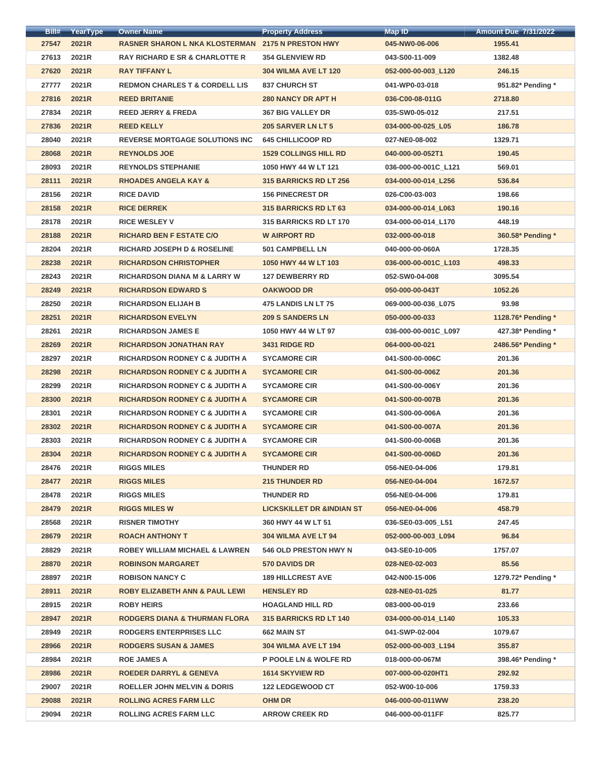| Bill# | YearType | Owner Name | Property Address | Map ID | Amount Due 7/31/2022 |
|---|---|---|---|---|---|
| 27547 | 2021R | RASNER SHARON L NKA KLOSTERMAN | 2175 N PRESTON HWY | 045-NW0-06-006 | 1955.41 |
| 27613 | 2021R | RAY RICHARD E SR & CHARLOTTE R | 354 GLENVIEW RD | 043-S00-11-009 | 1382.48 |
| 27620 | 2021R | RAY TIFFANY L | 304 WILMA AVE LT 120 | 052-000-00-003_L120 | 246.15 |
| 27777 | 2021R | REDMON CHARLES T & CORDELL LIS | 837 CHURCH ST | 041-WP0-03-018 | 951.82* Pending * |
| 27816 | 2021R | REED BRITANIE | 280 NANCY DR APT H | 036-C00-08-011G | 2718.80 |
| 27834 | 2021R | REED JERRY & FREDA | 367 BIG VALLEY DR | 035-SW0-05-012 | 217.51 |
| 27836 | 2021R | REED KELLY | 205 SARVER LN LT 5 | 034-000-00-025_L05 | 186.78 |
| 28040 | 2021R | REVERSE MORTGAGE SOLUTIONS INC | 645 CHILLICOOP RD | 027-NE0-08-002 | 1329.71 |
| 28068 | 2021R | REYNOLDS JOE | 1529 COLLINGS HILL RD | 040-000-00-052T1 | 190.45 |
| 28093 | 2021R | REYNOLDS STEPHANIE | 1050 HWY 44 W LT 121 | 036-000-00-001C_L121 | 569.01 |
| 28111 | 2021R | RHOADES ANGELA KAY & | 315 BARRICKS RD LT 256 | 034-000-00-014_L256 | 536.84 |
| 28156 | 2021R | RICE DAVID | 156 PINECREST DR | 026-C00-03-003 | 198.66 |
| 28158 | 2021R | RICE DERREK | 315 BARRICKS RD LT 63 | 034-000-00-014_L063 | 190.16 |
| 28178 | 2021R | RICE WESLEY V | 315 BARRICKS RD LT 170 | 034-000-00-014_L170 | 448.19 |
| 28188 | 2021R | RICHARD BEN F ESTATE C/O | W AIRPORT RD | 032-000-00-018 | 360.58* Pending * |
| 28204 | 2021R | RICHARD JOSEPH D & ROSELINE | 501 CAMPBELL LN | 040-000-00-060A | 1728.35 |
| 28238 | 2021R | RICHARDSON CHRISTOPHER | 1050 HWY 44 W LT 103 | 036-000-00-001C_L103 | 498.33 |
| 28243 | 2021R | RICHARDSON DIANA M & LARRY W | 127 DEWBERRY RD | 052-SW0-04-008 | 3095.54 |
| 28249 | 2021R | RICHARDSON EDWARD S | OAKWOOD DR | 050-000-00-043T | 1052.26 |
| 28250 | 2021R | RICHARDSON ELIJAH B | 475 LANDIS LN LT 75 | 069-000-00-036_L075 | 93.98 |
| 28251 | 2021R | RICHARDSON EVELYN | 209 S SANDERS LN | 050-000-00-033 | 1128.76* Pending * |
| 28261 | 2021R | RICHARDSON JAMES E | 1050 HWY 44 W LT 97 | 036-000-00-001C_L097 | 427.38* Pending * |
| 28269 | 2021R | RICHARDSON JONATHAN RAY | 3431 RIDGE RD | 064-000-00-021 | 2486.56* Pending * |
| 28297 | 2021R | RICHARDSON RODNEY C & JUDITH A | SYCAMORE CIR | 041-S00-00-006C | 201.36 |
| 28298 | 2021R | RICHARDSON RODNEY C & JUDITH A | SYCAMORE CIR | 041-S00-00-006Z | 201.36 |
| 28299 | 2021R | RICHARDSON RODNEY C & JUDITH A | SYCAMORE CIR | 041-S00-00-006Y | 201.36 |
| 28300 | 2021R | RICHARDSON RODNEY C & JUDITH A | SYCAMORE CIR | 041-S00-00-007B | 201.36 |
| 28301 | 2021R | RICHARDSON RODNEY C & JUDITH A | SYCAMORE CIR | 041-S00-00-006A | 201.36 |
| 28302 | 2021R | RICHARDSON RODNEY C & JUDITH A | SYCAMORE CIR | 041-S00-00-007A | 201.36 |
| 28303 | 2021R | RICHARDSON RODNEY C & JUDITH A | SYCAMORE CIR | 041-S00-00-006B | 201.36 |
| 28304 | 2021R | RICHARDSON RODNEY C & JUDITH A | SYCAMORE CIR | 041-S00-00-006D | 201.36 |
| 28476 | 2021R | RIGGS MILES | THUNDER RD | 056-NE0-04-006 | 179.81 |
| 28477 | 2021R | RIGGS MILES | 215 THUNDER RD | 056-NE0-04-004 | 1672.57 |
| 28478 | 2021R | RIGGS MILES | THUNDER RD | 056-NE0-04-006 | 179.81 |
| 28479 | 2021R | RIGGS MILES W | LICKSKILLET DR &INDIAN ST | 056-NE0-04-006 | 458.79 |
| 28568 | 2021R | RISNER TIMOTHY | 360 HWY 44 W LT 51 | 036-SE0-03-005_L51 | 247.45 |
| 28679 | 2021R | ROACH ANTHONY T | 304 WILMA AVE LT 94 | 052-000-00-003_L094 | 96.84 |
| 28829 | 2021R | ROBEY WILLIAM MICHAEL & LAWREN | 546 OLD PRESTON HWY N | 043-SE0-10-005 | 1757.07 |
| 28870 | 2021R | ROBINSON MARGARET | 570 DAVIDS DR | 028-NE0-02-003 | 85.56 |
| 28897 | 2021R | ROBISON NANCY C | 189 HILLCREST AVE | 042-N00-15-006 | 1279.72* Pending * |
| 28911 | 2021R | ROBY ELIZABETH ANN & PAUL LEWI | HENSLEY RD | 028-NE0-01-025 | 81.77 |
| 28915 | 2021R | ROBY HEIRS | HOAGLAND HILL RD | 083-000-00-019 | 233.66 |
| 28947 | 2021R | RODGERS DIANA & THURMAN FLORA | 315 BARRICKS RD LT 140 | 034-000-00-014_L140 | 105.33 |
| 28949 | 2021R | RODGERS ENTERPRISES LLC | 662 MAIN ST | 041-SWP-02-004 | 1079.67 |
| 28966 | 2021R | RODGERS SUSAN & JAMES | 304 WILMA AVE LT 194 | 052-000-00-003_L194 | 355.87 |
| 28984 | 2021R | ROE JAMES A | P POOLE LN & WOLFE RD | 018-000-00-067M | 398.46* Pending * |
| 28986 | 2021R | ROEDER DARRYL & GENEVA | 1614 SKYVIEW RD | 007-000-00-020HT1 | 292.92 |
| 29007 | 2021R | ROELLER JOHN MELVIN & DORIS | 122 LEDGEWOOD CT | 052-W00-10-006 | 1759.33 |
| 29088 | 2021R | ROLLING ACRES FARM LLC | OHM DR | 046-000-00-011WW | 238.20 |
| 29094 | 2021R | ROLLING ACRES FARM LLC | ARROW CREEK RD | 046-000-00-011FF | 825.77 |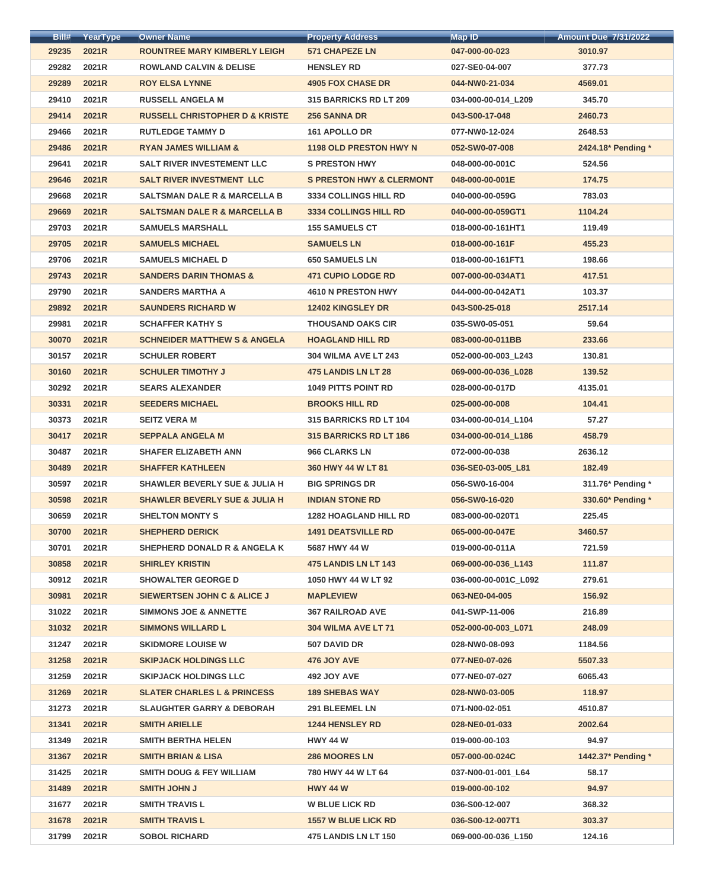| Bill# | YearType | Owner Name | Property Address | Map ID | Amount Due 7/31/2022 |
|---|---|---|---|---|---|
| 29235 | 2021R | ROUNTREE MARY KIMBERLY LEIGH | 571 CHAPEZE LN | 047-000-00-023 | 3010.97 |
| 29282 | 2021R | ROWLAND CALVIN & DELISE | HENSLEY RD | 027-SE0-04-007 | 377.73 |
| 29289 | 2021R | ROY ELSA LYNNE | 4905 FOX CHASE DR | 044-NW0-21-034 | 4569.01 |
| 29410 | 2021R | RUSSELL ANGELA M | 315 BARRICKS RD LT 209 | 034-000-00-014_L209 | 345.70 |
| 29414 | 2021R | RUSSELL CHRISTOPHER D & KRISTE | 256 SANNA DR | 043-S00-17-048 | 2460.73 |
| 29466 | 2021R | RUTLEDGE TAMMY D | 161 APOLLO DR | 077-NW0-12-024 | 2648.53 |
| 29486 | 2021R | RYAN JAMES WILLIAM & | 1198 OLD PRESTON HWY N | 052-SW0-07-008 | 2424.18* Pending * |
| 29641 | 2021R | SALT RIVER INVESTEMENT LLC | S PRESTON HWY | 048-000-00-001C | 524.56 |
| 29646 | 2021R | SALT RIVER INVESTMENT LLC | S PRESTON HWY & CLERMONT | 048-000-00-001E | 174.75 |
| 29668 | 2021R | SALTSMAN DALE R & MARCELLA B | 3334 COLLINGS HILL RD | 040-000-00-059G | 783.03 |
| 29669 | 2021R | SALTSMAN DALE R & MARCELLA B | 3334 COLLINGS HILL RD | 040-000-00-059GT1 | 1104.24 |
| 29703 | 2021R | SAMUELS MARSHALL | 155 SAMUELS CT | 018-000-00-161HT1 | 119.49 |
| 29705 | 2021R | SAMUELS MICHAEL | SAMUELS LN | 018-000-00-161F | 455.23 |
| 29706 | 2021R | SAMUELS MICHAEL D | 650 SAMUELS LN | 018-000-00-161FT1 | 198.66 |
| 29743 | 2021R | SANDERS DARIN THOMAS & | 471 CUPIO LODGE RD | 007-000-00-034AT1 | 417.51 |
| 29790 | 2021R | SANDERS MARTHA A | 4610 N PRESTON HWY | 044-000-00-042AT1 | 103.37 |
| 29892 | 2021R | SAUNDERS RICHARD W | 12402 KINGSLEY DR | 043-S00-25-018 | 2517.14 |
| 29981 | 2021R | SCHAFFER KATHY S | THOUSAND OAKS CIR | 035-SW0-05-051 | 59.64 |
| 30070 | 2021R | SCHNEIDER MATTHEW S & ANGELA | HOAGLAND HILL RD | 083-000-00-011BB | 233.66 |
| 30157 | 2021R | SCHULER ROBERT | 304 WILMA AVE LT 243 | 052-000-00-003_L243 | 130.81 |
| 30160 | 2021R | SCHULER TIMOTHY J | 475 LANDIS LN LT 28 | 069-000-00-036_L028 | 139.52 |
| 30292 | 2021R | SEARS ALEXANDER | 1049 PITTS POINT RD | 028-000-00-017D | 4135.01 |
| 30331 | 2021R | SEEDERS MICHAEL | BROOKS HILL RD | 025-000-00-008 | 104.41 |
| 30373 | 2021R | SEITZ VERA M | 315 BARRICKS RD LT 104 | 034-000-00-014_L104 | 57.27 |
| 30417 | 2021R | SEPPALA ANGELA M | 315 BARRICKS RD LT 186 | 034-000-00-014_L186 | 458.79 |
| 30487 | 2021R | SHAFER ELIZABETH ANN | 966 CLARKS LN | 072-000-00-038 | 2636.12 |
| 30489 | 2021R | SHAFFER KATHLEEN | 360 HWY 44 W LT 81 | 036-SE0-03-005_L81 | 182.49 |
| 30597 | 2021R | SHAWLER BEVERLY SUE & JULIA H | BIG SPRINGS DR | 056-SW0-16-004 | 311.76* Pending * |
| 30598 | 2021R | SHAWLER BEVERLY SUE & JULIA H | INDIAN STONE RD | 056-SW0-16-020 | 330.60* Pending * |
| 30659 | 2021R | SHELTON MONTY S | 1282 HOAGLAND HILL RD | 083-000-00-020T1 | 225.45 |
| 30700 | 2021R | SHEPHERD DERICK | 1491 DEATSVILLE RD | 065-000-00-047E | 3460.57 |
| 30701 | 2021R | SHEPHERD DONALD R & ANGELA K | 5687 HWY 44 W | 019-000-00-011A | 721.59 |
| 30858 | 2021R | SHIRLEY KRISTIN | 475 LANDIS LN LT 143 | 069-000-00-036_L143 | 111.87 |
| 30912 | 2021R | SHOWALTER GEORGE D | 1050 HWY 44 W LT 92 | 036-000-00-001C_L092 | 279.61 |
| 30981 | 2021R | SIEWERTSEN JOHN C & ALICE J | MAPLEVIEW | 063-NE0-04-005 | 156.92 |
| 31022 | 2021R | SIMMONS JOE & ANNETTE | 367 RAILROAD AVE | 041-SWP-11-006 | 216.89 |
| 31032 | 2021R | SIMMONS WILLARD L | 304 WILMA AVE LT 71 | 052-000-00-003_L071 | 248.09 |
| 31247 | 2021R | SKIDMORE LOUISE W | 507 DAVID DR | 028-NW0-08-093 | 1184.56 |
| 31258 | 2021R | SKIPJACK HOLDINGS LLC | 476 JOY AVE | 077-NE0-07-026 | 5507.33 |
| 31259 | 2021R | SKIPJACK HOLDINGS LLC | 492 JOY AVE | 077-NE0-07-027 | 6065.43 |
| 31269 | 2021R | SLATER CHARLES L & PRINCESS | 189 SHEBAS WAY | 028-NW0-03-005 | 118.97 |
| 31273 | 2021R | SLAUGHTER GARRY & DEBORAH | 291 BLEEMEL LN | 071-N00-02-051 | 4510.87 |
| 31341 | 2021R | SMITH ARIELLE | 1244 HENSLEY RD | 028-NE0-01-033 | 2002.64 |
| 31349 | 2021R | SMITH BERTHA HELEN | HWY 44 W | 019-000-00-103 | 94.97 |
| 31367 | 2021R | SMITH BRIAN & LISA | 286 MOORES LN | 057-000-00-024C | 1442.37* Pending * |
| 31425 | 2021R | SMITH DOUG & FEY WILLIAM | 780 HWY 44 W LT 64 | 037-N00-01-001_L64 | 58.17 |
| 31489 | 2021R | SMITH JOHN J | HWY 44 W | 019-000-00-102 | 94.97 |
| 31677 | 2021R | SMITH TRAVIS L | W BLUE LICK RD | 036-S00-12-007 | 368.32 |
| 31678 | 2021R | SMITH TRAVIS L | 1557 W BLUE LICK RD | 036-S00-12-007T1 | 303.37 |
| 31799 | 2021R | SOBOL RICHARD | 475 LANDIS LN LT 150 | 069-000-00-036_L150 | 124.16 |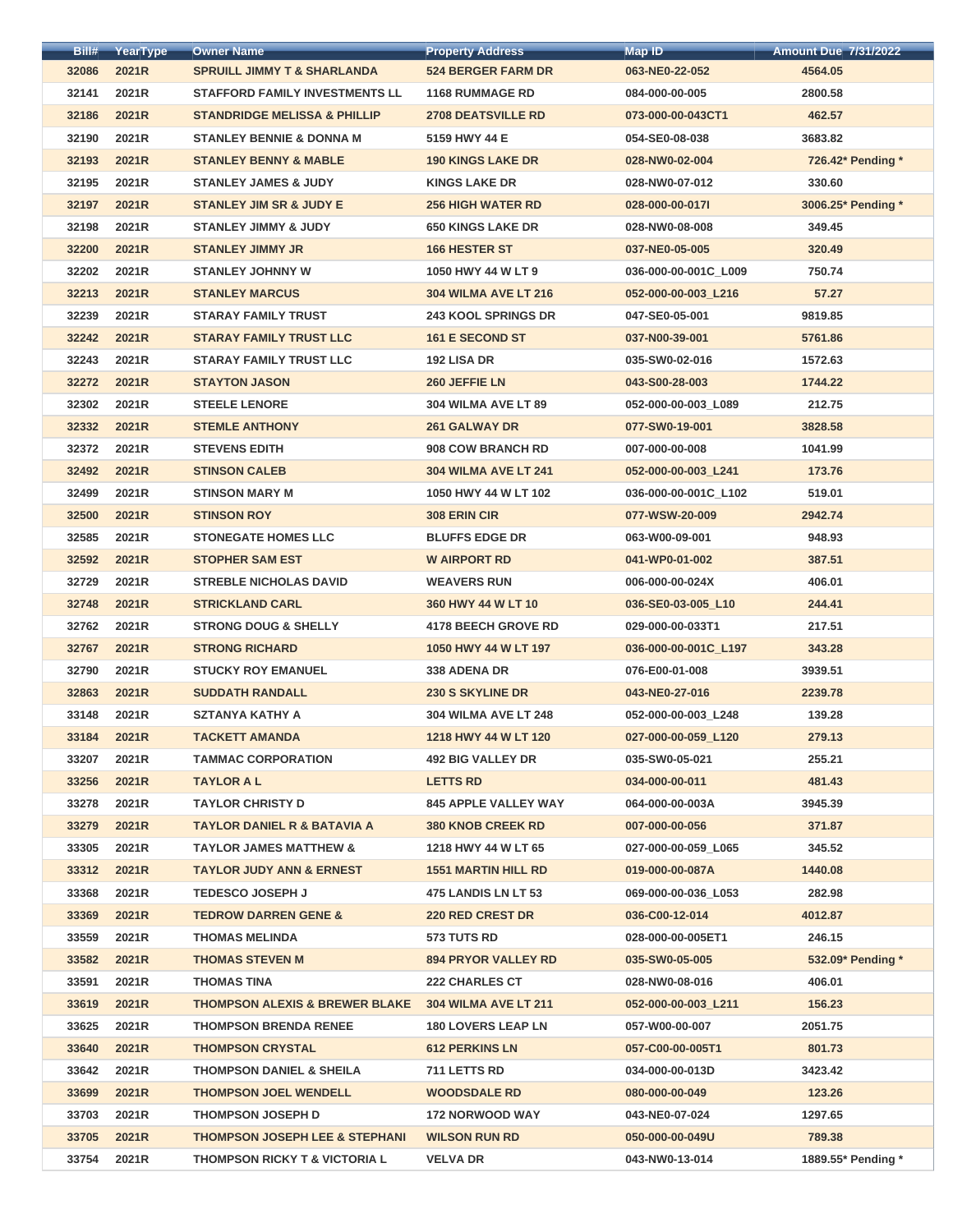| Bill# | YearType | Owner Name | Property Address | Map ID | Amount Due 7/31/2022 |
|---|---|---|---|---|---|
| 32086 | 2021R | SPRUILL JIMMY T & SHARLANDA | 524 BERGER FARM DR | 063-NE0-22-052 | 4564.05 |
| 32141 | 2021R | STAFFORD FAMILY INVESTMENTS LL | 1168 RUMMAGE RD | 084-000-00-005 | 2800.58 |
| 32186 | 2021R | STANDRIDGE MELISSA & PHILLIP | 2708 DEATSVILLE RD | 073-000-00-043CT1 | 462.57 |
| 32190 | 2021R | STANLEY BENNIE & DONNA M | 5159 HWY 44 E | 054-SE0-08-038 | 3683.82 |
| 32193 | 2021R | STANLEY BENNY & MABLE | 190 KINGS LAKE DR | 028-NW0-02-004 | 726.42* Pending * |
| 32195 | 2021R | STANLEY JAMES & JUDY | KINGS LAKE DR | 028-NW0-07-012 | 330.60 |
| 32197 | 2021R | STANLEY JIM SR & JUDY E | 256 HIGH WATER RD | 028-000-00-017I | 3006.25* Pending * |
| 32198 | 2021R | STANLEY JIMMY & JUDY | 650 KINGS LAKE DR | 028-NW0-08-008 | 349.45 |
| 32200 | 2021R | STANLEY JIMMY JR | 166 HESTER ST | 037-NE0-05-005 | 320.49 |
| 32202 | 2021R | STANLEY JOHNNY W | 1050 HWY 44 W LT 9 | 036-000-00-001C_L009 | 750.74 |
| 32213 | 2021R | STANLEY MARCUS | 304 WILMA AVE LT 216 | 052-000-00-003_L216 | 57.27 |
| 32239 | 2021R | STARAY FAMILY TRUST | 243 KOOL SPRINGS DR | 047-SE0-05-001 | 9819.85 |
| 32242 | 2021R | STARAY FAMILY TRUST LLC | 161 E SECOND ST | 037-N00-39-001 | 5761.86 |
| 32243 | 2021R | STARAY FAMILY TRUST LLC | 192 LISA DR | 035-SW0-02-016 | 1572.63 |
| 32272 | 2021R | STAYTON JASON | 260 JEFFIE LN | 043-S00-28-003 | 1744.22 |
| 32302 | 2021R | STEELE LENORE | 304 WILMA AVE LT 89 | 052-000-00-003_L089 | 212.75 |
| 32332 | 2021R | STEMLE ANTHONY | 261 GALWAY DR | 077-SW0-19-001 | 3828.58 |
| 32372 | 2021R | STEVENS EDITH | 908 COW BRANCH RD | 007-000-00-008 | 1041.99 |
| 32492 | 2021R | STINSON CALEB | 304 WILMA AVE LT 241 | 052-000-00-003_L241 | 173.76 |
| 32499 | 2021R | STINSON MARY M | 1050 HWY 44 W LT 102 | 036-000-00-001C_L102 | 519.01 |
| 32500 | 2021R | STINSON ROY | 308 ERIN CIR | 077-WSW-20-009 | 2942.74 |
| 32585 | 2021R | STONEGATE HOMES LLC | BLUFFS EDGE DR | 063-W00-09-001 | 948.93 |
| 32592 | 2021R | STOPHER SAM EST | W AIRPORT RD | 041-WP0-01-002 | 387.51 |
| 32729 | 2021R | STREBLE NICHOLAS DAVID | WEAVERS RUN | 006-000-00-024X | 406.01 |
| 32748 | 2021R | STRICKLAND CARL | 360 HWY 44 W LT 10 | 036-SE0-03-005_L10 | 244.41 |
| 32762 | 2021R | STRONG DOUG & SHELLY | 4178 BEECH GROVE RD | 029-000-00-033T1 | 217.51 |
| 32767 | 2021R | STRONG RICHARD | 1050 HWY 44 W LT 197 | 036-000-00-001C_L197 | 343.28 |
| 32790 | 2021R | STUCKY ROY EMANUEL | 338 ADENA DR | 076-E00-01-008 | 3939.51 |
| 32863 | 2021R | SUDDATH RANDALL | 230 S SKYLINE DR | 043-NE0-27-016 | 2239.78 |
| 33148 | 2021R | SZTANYA KATHY A | 304 WILMA AVE LT 248 | 052-000-00-003_L248 | 139.28 |
| 33184 | 2021R | TACKETT AMANDA | 1218 HWY 44 W LT 120 | 027-000-00-059_L120 | 279.13 |
| 33207 | 2021R | TAMMAC CORPORATION | 492 BIG VALLEY DR | 035-SW0-05-021 | 255.21 |
| 33256 | 2021R | TAYLOR A L | LETTS RD | 034-000-00-011 | 481.43 |
| 33278 | 2021R | TAYLOR CHRISTY D | 845 APPLE VALLEY WAY | 064-000-00-003A | 3945.39 |
| 33279 | 2021R | TAYLOR DANIEL R & BATAVIA A | 380 KNOB CREEK RD | 007-000-00-056 | 371.87 |
| 33305 | 2021R | TAYLOR JAMES MATTHEW & | 1218 HWY 44 W LT 65 | 027-000-00-059_L065 | 345.52 |
| 33312 | 2021R | TAYLOR JUDY ANN & ERNEST | 1551 MARTIN HILL RD | 019-000-00-087A | 1440.08 |
| 33368 | 2021R | TEDESCO JOSEPH J | 475 LANDIS LN LT 53 | 069-000-00-036_L053 | 282.98 |
| 33369 | 2021R | TEDROW DARREN GENE & | 220 RED CREST DR | 036-C00-12-014 | 4012.87 |
| 33559 | 2021R | THOMAS MELINDA | 573 TUTS RD | 028-000-00-005ET1 | 246.15 |
| 33582 | 2021R | THOMAS STEVEN M | 894 PRYOR VALLEY RD | 035-SW0-05-005 | 532.09* Pending * |
| 33591 | 2021R | THOMAS TINA | 222 CHARLES CT | 028-NW0-08-016 | 406.01 |
| 33619 | 2021R | THOMPSON ALEXIS & BREWER BLAKE | 304 WILMA AVE LT 211 | 052-000-00-003_L211 | 156.23 |
| 33625 | 2021R | THOMPSON BRENDA RENEE | 180 LOVERS LEAP LN | 057-W00-00-007 | 2051.75 |
| 33640 | 2021R | THOMPSON CRYSTAL | 612 PERKINS LN | 057-C00-00-005T1 | 801.73 |
| 33642 | 2021R | THOMPSON DANIEL & SHEILA | 711 LETTS RD | 034-000-00-013D | 3423.42 |
| 33699 | 2021R | THOMPSON JOEL WENDELL | WOODSDALE RD | 080-000-00-049 | 123.26 |
| 33703 | 2021R | THOMPSON JOSEPH D | 172 NORWOOD WAY | 043-NE0-07-024 | 1297.65 |
| 33705 | 2021R | THOMPSON JOSEPH LEE & STEPHANI | WILSON RUN RD | 050-000-00-049U | 789.38 |
| 33754 | 2021R | THOMPSON RICKY T & VICTORIA L | VELVA DR | 043-NW0-13-014 | 1889.55* Pending * |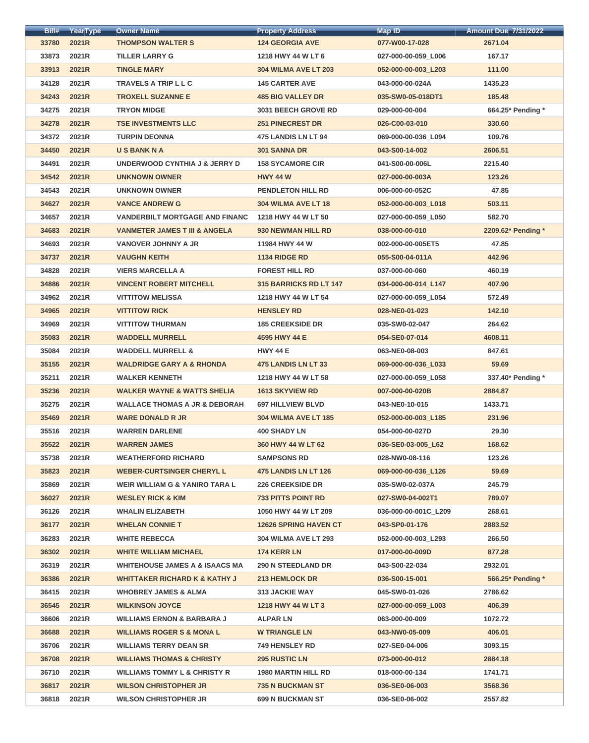| Bill# | YearType | Owner Name | Property Address | Map ID | Amount Due 7/31/2022 |
|---|---|---|---|---|---|
| 33780 | 2021R | THOMPSON WALTER S | 124 GEORGIA AVE | 077-W00-17-028 | 2671.04 |
| 33873 | 2021R | TILLER LARRY G | 1218 HWY 44 W LT 6 | 027-000-00-059_L006 | 167.17 |
| 33913 | 2021R | TINGLE MARY | 304 WILMA AVE LT 203 | 052-000-00-003_L203 | 111.00 |
| 34128 | 2021R | TRAVELS A TRIP L L C | 145 CARTER AVE | 043-000-00-024A | 1435.23 |
| 34243 | 2021R | TROXELL SUZANNE E | 485 BIG VALLEY DR | 035-SW0-05-018DT1 | 185.48 |
| 34275 | 2021R | TRYON MIDGE | 3031 BEECH GROVE RD | 029-000-00-004 | 664.25* Pending * |
| 34278 | 2021R | TSE INVESTMENTS LLC | 251 PINECREST DR | 026-C00-03-010 | 330.60 |
| 34372 | 2021R | TURPIN DEONNA | 475 LANDIS LN LT 94 | 069-000-00-036_L094 | 109.76 |
| 34450 | 2021R | U S BANK N A | 301 SANNA DR | 043-S00-14-002 | 2606.51 |
| 34491 | 2021R | UNDERWOOD CYNTHIA J & JERRY D | 158 SYCAMORE CIR | 041-S00-00-006L | 2215.40 |
| 34542 | 2021R | UNKNOWN OWNER | HWY 44 W | 027-000-00-003A | 123.26 |
| 34543 | 2021R | UNKNOWN OWNER | PENDLETON HILL RD | 006-000-00-052C | 47.85 |
| 34627 | 2021R | VANCE ANDREW G | 304 WILMA AVE LT 18 | 052-000-00-003_L018 | 503.11 |
| 34657 | 2021R | VANDERBILT MORTGAGE AND FINANC | 1218 HWY 44 W LT 50 | 027-000-00-059_L050 | 582.70 |
| 34683 | 2021R | VANMETER JAMES T III & ANGELA | 930 NEWMAN HILL RD | 038-000-00-010 | 2209.62* Pending * |
| 34693 | 2021R | VANOVER JOHNNY A JR | 11984 HWY 44 W | 002-000-00-005ET5 | 47.85 |
| 34737 | 2021R | VAUGHN KEITH | 1134 RIDGE RD | 055-S00-04-011A | 442.96 |
| 34828 | 2021R | VIERS MARCELLA A | FOREST HILL RD | 037-000-00-060 | 460.19 |
| 34886 | 2021R | VINCENT ROBERT MITCHELL | 315 BARRICKS RD LT 147 | 034-000-00-014_L147 | 407.90 |
| 34962 | 2021R | VITTITOW MELISSA | 1218 HWY 44 W LT 54 | 027-000-00-059_L054 | 572.49 |
| 34965 | 2021R | VITTITOW RICK | HENSLEY RD | 028-NE0-01-023 | 142.10 |
| 34969 | 2021R | VITTITOW THURMAN | 185 CREEKSIDE DR | 035-SW0-02-047 | 264.62 |
| 35083 | 2021R | WADDELL MURRELL | 4595 HWY 44 E | 054-SE0-07-014 | 4608.11 |
| 35084 | 2021R | WADDELL MURRELL & | HWY 44 E | 063-NE0-08-003 | 847.61 |
| 35155 | 2021R | WALDRIDGE GARY A & RHONDA | 475 LANDIS LN LT 33 | 069-000-00-036_L033 | 59.69 |
| 35211 | 2021R | WALKER KENNETH | 1218 HWY 44 W LT 58 | 027-000-00-059_L058 | 337.40* Pending * |
| 35236 | 2021R | WALKER WAYNE & WATTS SHELIA | 1613 SKYVIEW RD | 007-000-00-020B | 2884.87 |
| 35275 | 2021R | WALLACE THOMAS A JR & DEBORAH | 697 HILLVIEW BLVD | 043-NE0-10-015 | 1433.71 |
| 35469 | 2021R | WARE DONALD R JR | 304 WILMA AVE LT 185 | 052-000-00-003_L185 | 231.96 |
| 35516 | 2021R | WARREN DARLENE | 400 SHADY LN | 054-000-00-027D | 29.30 |
| 35522 | 2021R | WARREN JAMES | 360 HWY 44 W LT 62 | 036-SE0-03-005_L62 | 168.62 |
| 35738 | 2021R | WEATHERFORD RICHARD | SAMPSONS RD | 028-NW0-08-116 | 123.26 |
| 35823 | 2021R | WEBER-CURTSINGER CHERYL L | 475 LANDIS LN LT 126 | 069-000-00-036_L126 | 59.69 |
| 35869 | 2021R | WEIR WILLIAM G & YANIRO TARA L | 226 CREEKSIDE DR | 035-SW0-02-037A | 245.79 |
| 36027 | 2021R | WESLEY RICK & KIM | 733 PITTS POINT RD | 027-SW0-04-002T1 | 789.07 |
| 36126 | 2021R | WHALIN ELIZABETH | 1050 HWY 44 W LT 209 | 036-000-00-001C_L209 | 268.61 |
| 36177 | 2021R | WHELAN CONNIE T | 12626 SPRING HAVEN CT | 043-SP0-01-176 | 2883.52 |
| 36283 | 2021R | WHITE REBECCA | 304 WILMA AVE LT 293 | 052-000-00-003_L293 | 266.50 |
| 36302 | 2021R | WHITE WILLIAM MICHAEL | 174 KERR LN | 017-000-00-009D | 877.28 |
| 36319 | 2021R | WHITEHOUSE JAMES A & ISAACS MA | 290 N STEEDLAND DR | 043-S00-22-034 | 2932.01 |
| 36386 | 2021R | WHITTAKER RICHARD K & KATHY J | 213 HEMLOCK DR | 036-S00-15-001 | 566.25* Pending * |
| 36415 | 2021R | WHOBREY JAMES & ALMA | 313 JACKIE WAY | 045-SW0-01-026 | 2786.62 |
| 36545 | 2021R | WILKINSON JOYCE | 1218 HWY 44 W LT 3 | 027-000-00-059_L003 | 406.39 |
| 36606 | 2021R | WILLIAMS ERNON & BARBARA J | ALPAR LN | 063-000-00-009 | 1072.72 |
| 36688 | 2021R | WILLIAMS ROGER S & MONA L | W TRIANGLE LN | 043-NW0-05-009 | 406.01 |
| 36706 | 2021R | WILLIAMS TERRY DEAN SR | 749 HENSLEY RD | 027-SE0-04-006 | 3093.15 |
| 36708 | 2021R | WILLIAMS THOMAS & CHRISTY | 295 RUSTIC LN | 073-000-00-012 | 2884.18 |
| 36710 | 2021R | WILLIAMS TOMMY L & CHRISTY R | 1980 MARTIN HILL RD | 018-000-00-134 | 1741.71 |
| 36817 | 2021R | WILSON CHRISTOPHER JR | 735 N BUCKMAN ST | 036-SE0-06-003 | 3568.36 |
| 36818 | 2021R | WILSON CHRISTOPHER JR | 699 N BUCKMAN ST | 036-SE0-06-002 | 2557.82 |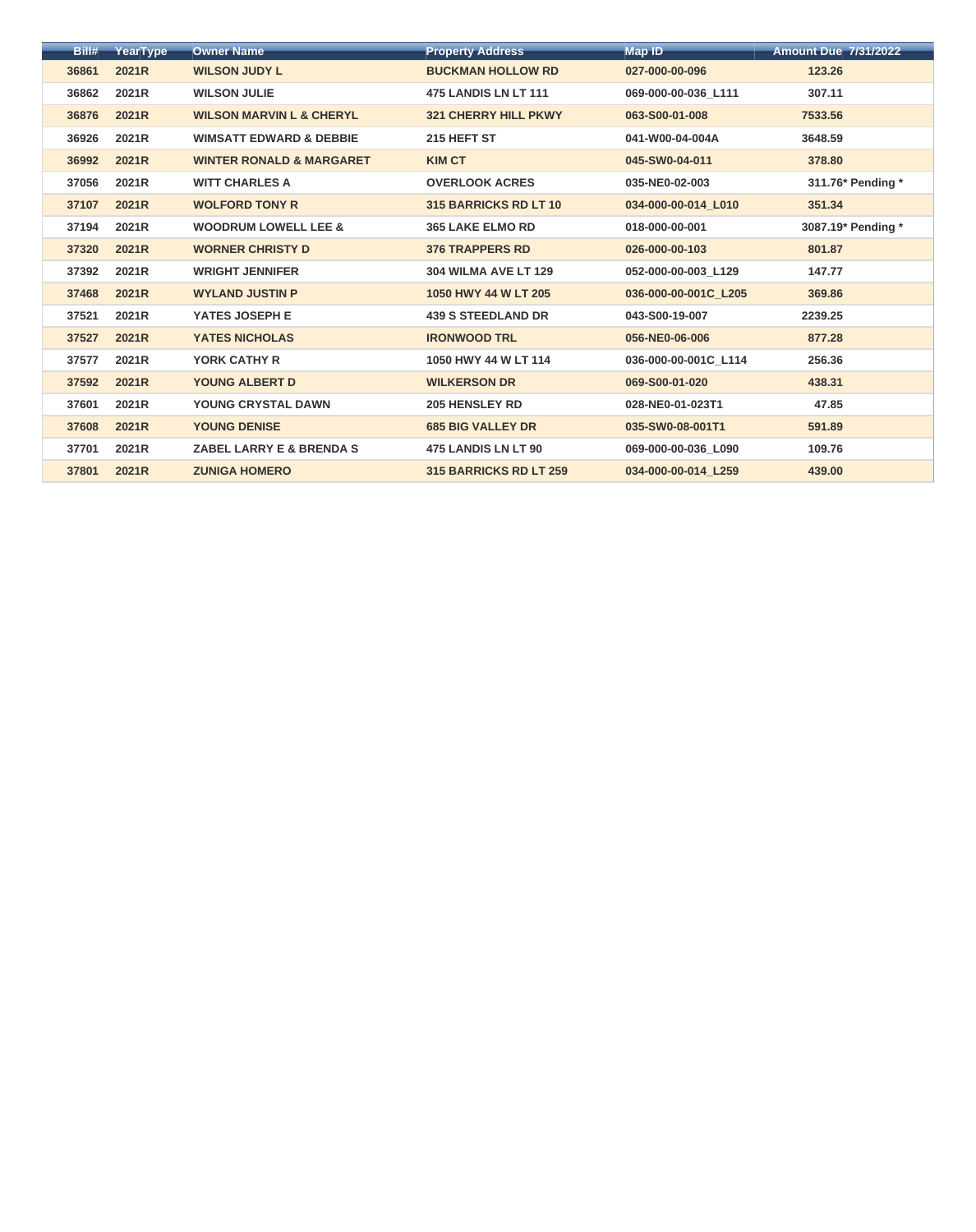| Bill# | YearType | Owner Name | Property Address | Map ID | Amount Due 7/31/2022 |
|---|---|---|---|---|---|
| 36861 | 2021R | WILSON JUDY L | BUCKMAN HOLLOW RD | 027-000-00-096 | 123.26 |
| 36862 | 2021R | WILSON JULIE | 475 LANDIS LN LT 111 | 069-000-00-036_L111 | 307.11 |
| 36876 | 2021R | WILSON MARVIN L & CHERYL | 321 CHERRY HILL PKWY | 063-S00-01-008 | 7533.56 |
| 36926 | 2021R | WIMSATT EDWARD & DEBBIE | 215 HEFT ST | 041-W00-04-004A | 3648.59 |
| 36992 | 2021R | WINTER RONALD & MARGARET | KIM CT | 045-SW0-04-011 | 378.80 |
| 37056 | 2021R | WITT CHARLES A | OVERLOOK ACRES | 035-NE0-02-003 | 311.76* Pending * |
| 37107 | 2021R | WOLFORD TONY R | 315 BARRICKS RD LT 10 | 034-000-00-014_L010 | 351.34 |
| 37194 | 2021R | WOODRUM LOWELL LEE & | 365 LAKE ELMO RD | 018-000-00-001 | 3087.19* Pending * |
| 37320 | 2021R | WORNER CHRISTY D | 376 TRAPPERS RD | 026-000-00-103 | 801.87 |
| 37392 | 2021R | WRIGHT JENNIFER | 304 WILMA AVE LT 129 | 052-000-00-003_L129 | 147.77 |
| 37468 | 2021R | WYLAND JUSTIN P | 1050 HWY 44 W LT 205 | 036-000-00-001C_L205 | 369.86 |
| 37521 | 2021R | YATES JOSEPH E | 439 S STEEDLAND DR | 043-S00-19-007 | 2239.25 |
| 37527 | 2021R | YATES NICHOLAS | IRONWOOD TRL | 056-NE0-06-006 | 877.28 |
| 37577 | 2021R | YORK CATHY R | 1050 HWY 44 W LT 114 | 036-000-00-001C_L114 | 256.36 |
| 37592 | 2021R | YOUNG ALBERT D | WILKERSON DR | 069-S00-01-020 | 438.31 |
| 37601 | 2021R | YOUNG CRYSTAL DAWN | 205 HENSLEY RD | 028-NE0-01-023T1 | 47.85 |
| 37608 | 2021R | YOUNG DENISE | 685 BIG VALLEY DR | 035-SW0-08-001T1 | 591.89 |
| 37701 | 2021R | ZABEL LARRY E & BRENDA S | 475 LANDIS LN LT 90 | 069-000-00-036_L090 | 109.76 |
| 37801 | 2021R | ZUNIGA HOMERO | 315 BARRICKS RD LT 259 | 034-000-00-014_L259 | 439.00 |